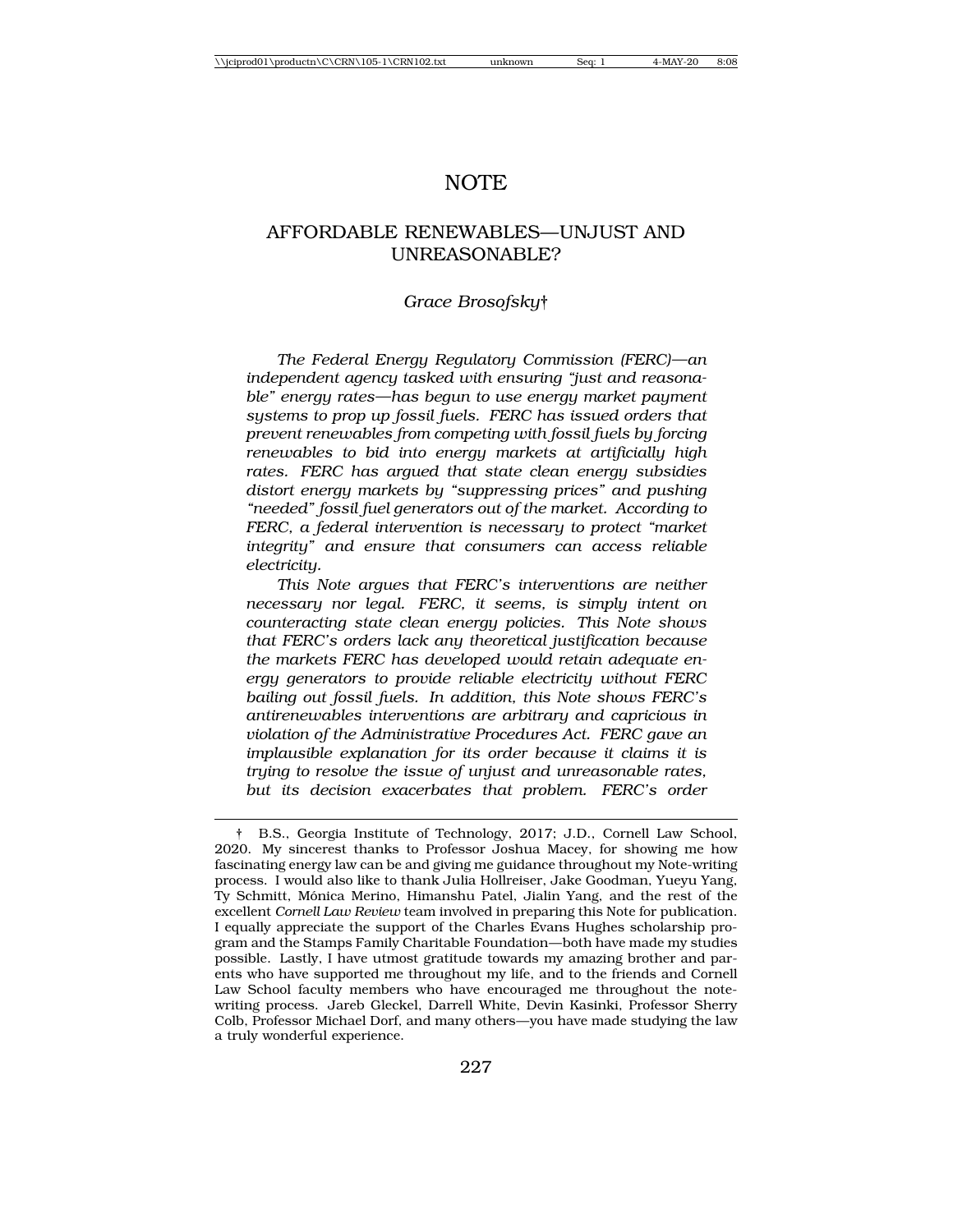# NOTE

## AFFORDABLE RENEWABLES—UNJUST AND UNREASONABLE?

*Grace Brosofsky*†

*The Federal Energy Regulatory Commission (FERC)—an independent agency tasked with ensuring "just and reasonable" energy rates—has begun to use energy market payment systems to prop up fossil fuels. FERC has issued orders that prevent renewables from competing with fossil fuels by forcing renewables to bid into energy markets at artificially high rates. FERC has argued that state clean energy subsidies distort energy markets by "suppressing prices" and pushing "needed" fossil fuel generators out of the market. According to FERC, a federal intervention is necessary to protect "market integrity" and ensure that consumers can access reliable electricity.*

*This Note argues that FERC's interventions are neither necessary nor legal. FERC, it seems, is simply intent on counteracting state clean energy policies. This Note shows that FERC's orders lack any theoretical justification because the markets FERC has developed would retain adequate energy generators to provide reliable electricity without FERC bailing out fossil fuels. In addition, this Note shows FERC's antirenewables interventions are arbitrary and capricious in violation of the Administrative Procedures Act. FERC gave an implausible explanation for its order because it claims it is trying to resolve the issue of unjust and unreasonable rates, but its decision exacerbates that problem. FERC's order*

---

† B.S., Georgia Institute of Technology, 2017; J.D., Cornell Law School, 2020. My sincerest thanks to Professor Joshua Macey, for showing me how fascinating energy law can be and giving me guidance throughout my Note-writing process. I would also like to thank Julia Hollreiser, Jake Goodman, Yueyu Yang, Ty Schmitt, Mónica Merino, Himanshu Patel, Jialin Yang, and the rest of the excellent *Cornell Law Review* team involved in preparing this Note for publication. I equally appreciate the support of the Charles Evans Hughes scholarship program and the Stamps Family Charitable Foundation—both have made my studies possible. Lastly, I have utmost gratitude towards my amazing brother and parents who have supported me throughout my life, and to the friends and Cornell Law School faculty members who have encouraged me throughout the note-writing process. Jareb Gleckel, Darrell White, Devin Kasinki, Professor Sherry Colb, Professor Michael Dorf, and many others—you have made studying the law a truly wonderful experience.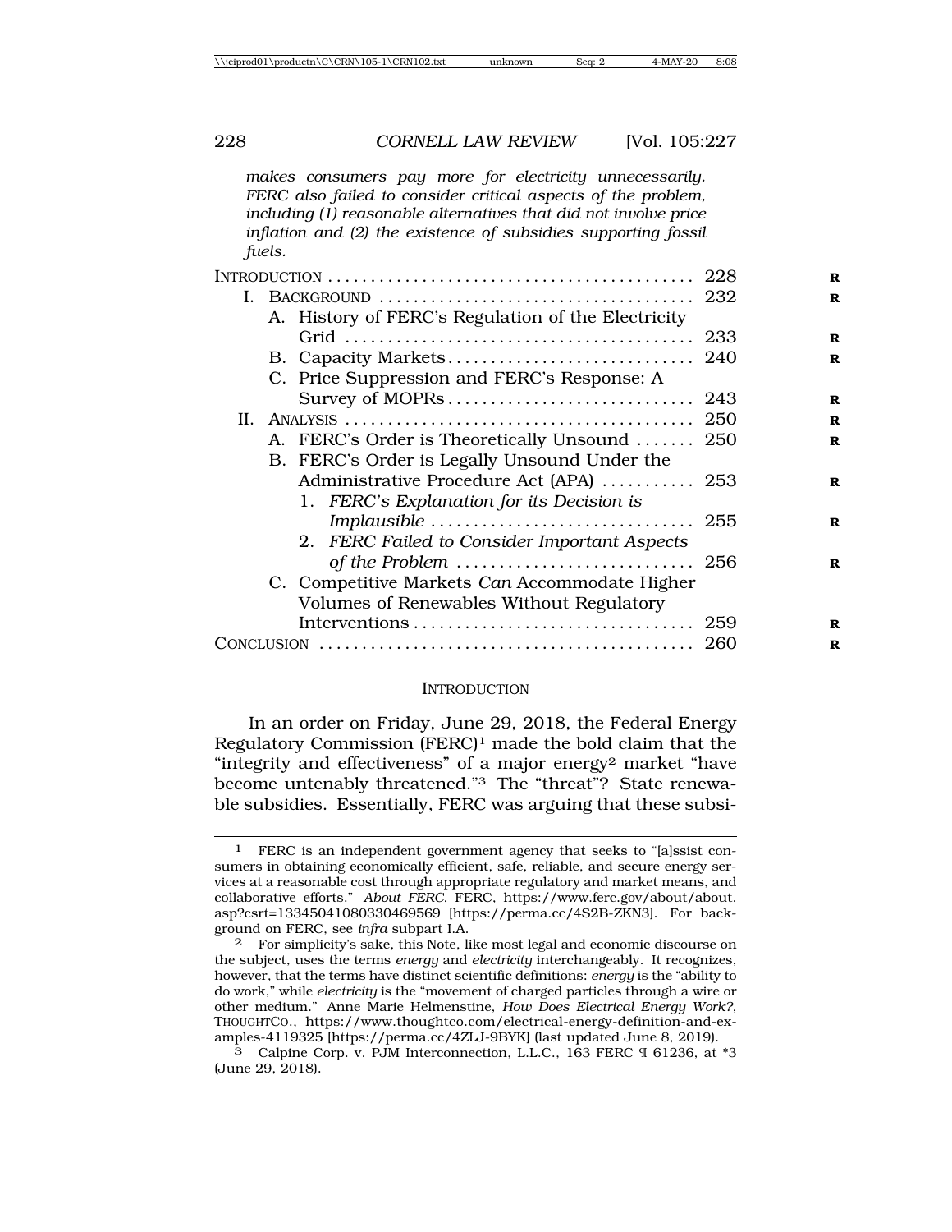*makes consumers pay more for electricity unnecessarily. FERC also failed to consider critical aspects of the problem, including (1) reasonable alternatives that did not involve price inflation and (2) the existence of subsidies supporting fossil fuels.*

INTRODUCTION .......................................... 228
I. BACKGROUND .......................................... 232
  A. History of FERC's Regulation of the Electricity Grid .......................................... 233
  B. Capacity Markets .......................................... 240
  C. Price Suppression and FERC's Response: A Survey of MOPRs .......................................... 243
II. ANALYSIS .......................................... 250
  A. FERC's Order is Theoretically Unsound ....... 250
  B. FERC's Order is Legally Unsound Under the Administrative Procedure Act (APA) ........... 253
    1. *FERC's Explanation for its Decision is Implausible* .......................................... 255
    2. *FERC Failed to Consider Important Aspects of the Problem* .......................................... 256
  C. Competitive Markets *Can* Accommodate Higher Volumes of Renewables Without Regulatory Interventions .......................................... 259
CONCLUSION .......................................... 260

## INTRODUCTION

In an order on Friday, June 29, 2018, the Federal Energy Regulatory Commission (FERC)[1] made the bold claim that the "integrity and effectiveness" of a major energy[2] market "have become untenably threatened."[3] The "threat"? State renewable subsidies. Essentially, FERC was arguing that these subsi-

---

1 FERC is an independent government agency that seeks to "[a]ssist consumers in obtaining economically efficient, safe, reliable, and secure energy services at a reasonable cost through appropriate regulatory and market means, and collaborative efforts." *About FERC*, FERC, https://www.ferc.gov/about/about.asp?csrt=13345041080330469569 [https://perma.cc/4S2B-ZKN3]. For background on FERC, see *infra* subpart I.A.

2 For simplicity's sake, this Note, like most legal and economic discourse on the subject, uses the terms *energy* and *electricity* interchangeably. It recognizes, however, that the terms have distinct scientific definitions: *energy* is the "ability to do work," while *electricity* is the "movement of charged particles through a wire or other medium." Anne Marie Helmenstine, *How Does Electrical Energy Work?*, THOUGHTCO., https://www.thoughtco.com/electrical-energy-definition-and-examples-4119325 [https://perma.cc/4ZLJ-9BYK] (last updated June 8, 2019).

3 Calpine Corp. v. PJM Interconnection, L.L.C., 163 FERC ¶ 61236, at *3 (June 29, 2018).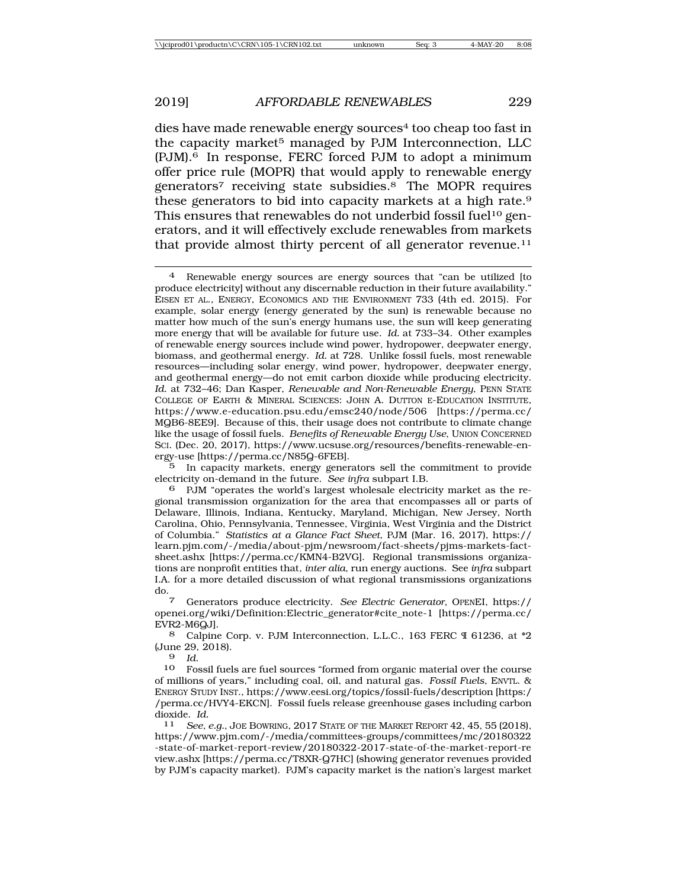dies have made renewable energy sources[4] too cheap too fast in the capacity market[5] managed by PJM Interconnection, LLC (PJM).[6] In response, FERC forced PJM to adopt a minimum offer price rule (MOPR) that would apply to renewable energy generators[7] receiving state subsidies.[8] The MOPR requires these generators to bid into capacity markets at a high rate.[9] This ensures that renewables do not underbid fossil fuel[10] generators, and it will effectively exclude renewables from markets that provide almost thirty percent of all generator revenue.[11]

---

[4] Renewable energy sources are energy sources that "can be utilized [to produce electricity] without any discernable reduction in their future availability." EISEN ET AL., ENERGY, ECONOMICS AND THE ENVIRONMENT 733 (4th ed. 2015). For example, solar energy (energy generated by the sun) is renewable because no matter how much of the sun's energy humans use, the sun will keep generating more energy that will be available for future use. *Id.* at 733–34. Other examples of renewable energy sources include wind power, hydropower, deepwater energy, biomass, and geothermal energy. *Id.* at 728. Unlike fossil fuels, most renewable resources—including solar energy, wind power, hydropower, deepwater energy, and geothermal energy—do not emit carbon dioxide while producing electricity. *Id.* at 732–46; Dan Kasper, *Renewable and Non-Renewable Energy*, PENN STATE COLLEGE OF EARTH & MINERAL SCIENCES: JOHN A. DUTTON E-EDUCATION INSTITUTE, https://www.e-education.psu.edu/emsc240/node/506 [https://perma.cc/MQB6-8EE9]. Because of this, their usage does not contribute to climate change like the usage of fossil fuels. *Benefits of Renewable Energy Use*, UNION CONCERNED SCI. (Dec. 20, 2017), https://www.ucsusa.org/resources/benefits-renewable-energy-use [https://perma.cc/N85Q-6FEB].

[5] In capacity markets, energy generators sell the commitment to provide electricity on-demand in the future. *See infra* subpart I.B.

[6] PJM "operates the world's largest wholesale electricity market as the regional transmission organization for the area that encompasses all or parts of Delaware, Illinois, Indiana, Kentucky, Maryland, Michigan, New Jersey, North Carolina, Ohio, Pennsylvania, Tennessee, Virginia, West Virginia and the District of Columbia." *Statistics at a Glance Fact Sheet*, PJM (Mar. 16, 2017), https://learn.pjm.com/-/media/about-pjm/newsroom/fact-sheets/pjms-markets-fact-sheet.ashx [https://perma.cc/KMN4-B2VG]. Regional transmissions organizations are nonprofit entities that, *inter alia*, run energy auctions. See *infra* subpart I.A. for a more detailed discussion of what regional transmissions organizations do.

[7] Generators produce electricity. *See Electric Generator*, OPENEI, https://openei.org/wiki/Definition:Electric_generator#cite_note-1 [https://perma.cc/EVR2-M6QJ].

[8] Calpine Corp. v. PJM Interconnection, L.L.C., 163 FERC ¶ 61236, at *2 (June 29, 2018).

[9] *Id.*

[10] Fossil fuels are fuel sources "formed from organic material over the course of millions of years," including coal, oil, and natural gas. *Fossil Fuels*, ENVTL. & ENERGY STUDY INST., https://www.eesi.org/topics/fossil-fuels/description [https://perma.cc/HVY4-EKCN]. Fossil fuels release greenhouse gases including carbon dioxide. *Id.*

[11] *See, e.g.*, JOE BOWRING, 2017 STATE OF THE MARKET REPORT 42, 45, 55 (2018), https://www.pjm.com/-/media/committees-groups/committees/mc/20180322-state-of-market-report-review/20180322-2017-state-of-the-market-report-review.ashx [https://perma.cc/T8XR-Q7HC] (showing generator revenues provided by PJM's capacity market). PJM's capacity market is the nation's largest market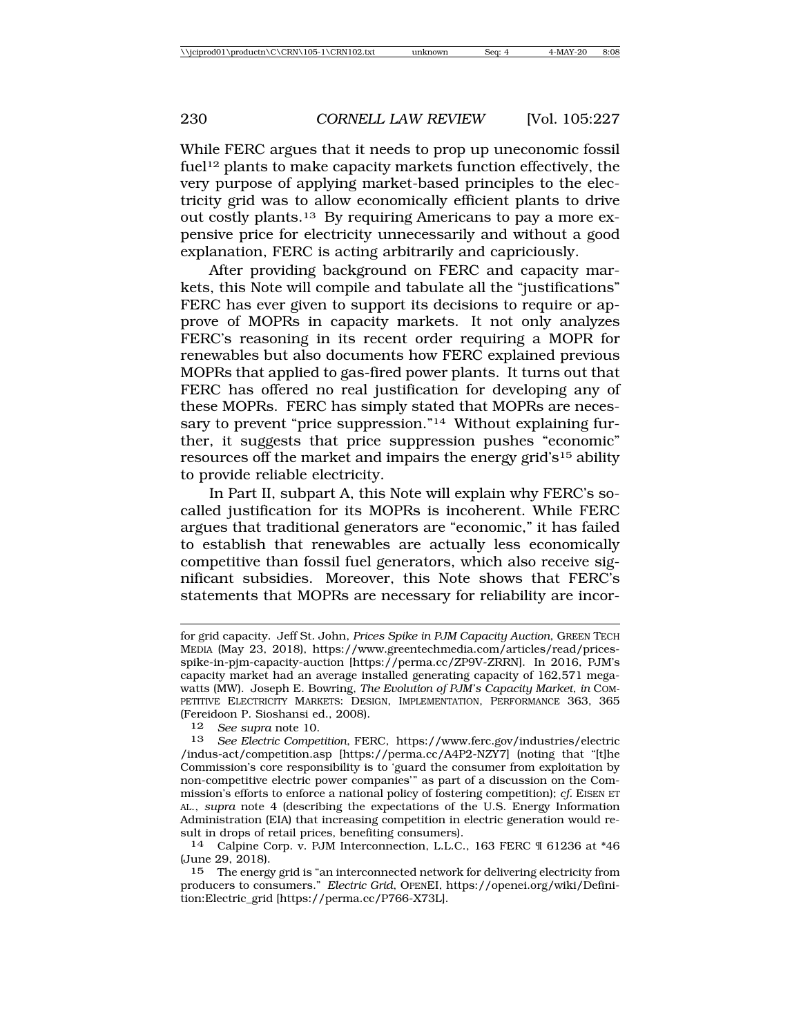While FERC argues that it needs to prop up uneconomic fossil fuel[12] plants to make capacity markets function effectively, the very purpose of applying market-based principles to the electricity grid was to allow economically efficient plants to drive out costly plants.[13] By requiring Americans to pay a more expensive price for electricity unnecessarily and without a good explanation, FERC is acting arbitrarily and capriciously.

After providing background on FERC and capacity markets, this Note will compile and tabulate all the "justifications" FERC has ever given to support its decisions to require or approve of MOPRs in capacity markets. It not only analyzes FERC's reasoning in its recent order requiring a MOPR for renewables but also documents how FERC explained previous MOPRs that applied to gas-fired power plants. It turns out that FERC has offered no real justification for developing any of these MOPRs. FERC has simply stated that MOPRs are necessary to prevent "price suppression."[14] Without explaining further, it suggests that price suppression pushes "economic" resources off the market and impairs the energy grid's[15] ability to provide reliable electricity.

In Part II, subpart A, this Note will explain why FERC's so-called justification for its MOPRs is incoherent. While FERC argues that traditional generators are "economic," it has failed to establish that renewables are actually less economically competitive than fossil fuel generators, which also receive significant subsidies. Moreover, this Note shows that FERC's statements that MOPRs are necessary for reliability are incor-

---

for grid capacity. Jeff St. John, *Prices Spike in PJM Capacity Auction*, GREEN TECH MEDIA (May 23, 2018), https://www.greentechmedia.com/articles/read/prices-spike-in-pjm-capacity-auction [https://perma.cc/ZP9V-ZRRN]. In 2016, PJM's capacity market had an average installed generating capacity of 162,571 megawatts (MW). Joseph E. Bowring, *The Evolution of PJM's Capacity Market*, *in* COMPETITIVE ELECTRICITY MARKETS: DESIGN, IMPLEMENTATION, PERFORMANCE 363, 365 (Fereidoon P. Sioshansi ed., 2008).

12 *See supra* note 10.

13 *See Electric Competition*, FERC, https://www.ferc.gov/industries/electric/indus-act/competition.asp [https://perma.cc/A4P2-NZY7] (noting that "[t]he Commission's core responsibility is to 'guard the consumer from exploitation by non-competitive electric power companies'" as part of a discussion on the Commission's efforts to enforce a national policy of fostering competition); *cf.* EISEN ET AL., *supra* note 4 (describing the expectations of the U.S. Energy Information Administration (EIA) that increasing competition in electric generation would result in drops of retail prices, benefiting consumers).

14 Calpine Corp. v. PJM Interconnection, L.L.C., 163 FERC ¶ 61236 at *46 (June 29, 2018).

15 The energy grid is "an interconnected network for delivering electricity from producers to consumers." *Electric Grid*, OPENEI, https://openei.org/wiki/Definition:Electric_grid [https://perma.cc/P766-X73L].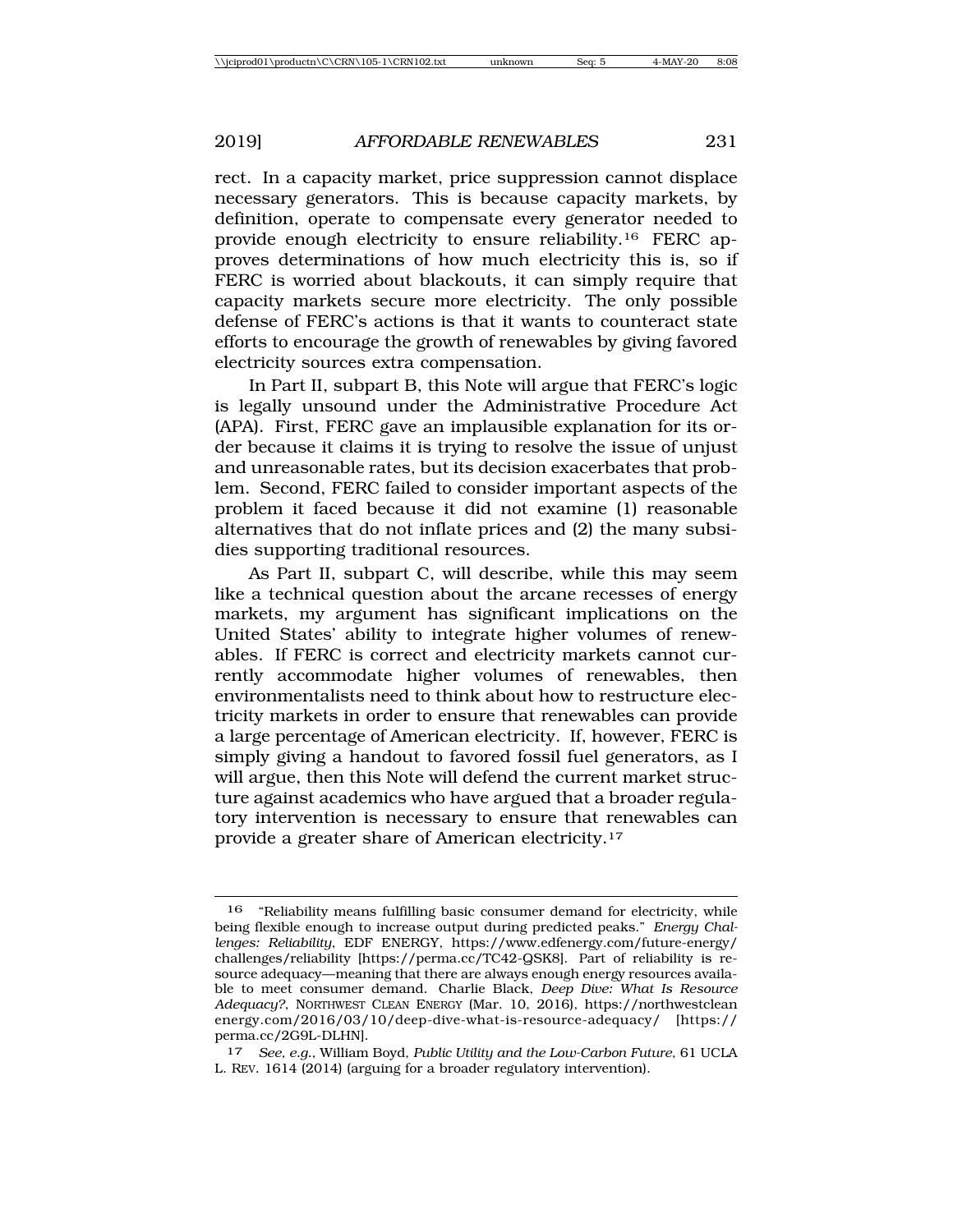rect. In a capacity market, price suppression cannot displace necessary generators. This is because capacity markets, by definition, operate to compensate every generator needed to provide enough electricity to ensure reliability.[16] FERC approves determinations of how much electricity this is, so if FERC is worried about blackouts, it can simply require that capacity markets secure more electricity. The only possible defense of FERC's actions is that it wants to counteract state efforts to encourage the growth of renewables by giving favored electricity sources extra compensation.

In Part II, subpart B, this Note will argue that FERC's logic is legally unsound under the Administrative Procedure Act (APA). First, FERC gave an implausible explanation for its order because it claims it is trying to resolve the issue of unjust and unreasonable rates, but its decision exacerbates that problem. Second, FERC failed to consider important aspects of the problem it faced because it did not examine (1) reasonable alternatives that do not inflate prices and (2) the many subsidies supporting traditional resources.

As Part II, subpart C, will describe, while this may seem like a technical question about the arcane recesses of energy markets, my argument has significant implications on the United States' ability to integrate higher volumes of renewables. If FERC is correct and electricity markets cannot currently accommodate higher volumes of renewables, then environmentalists need to think about how to restructure electricity markets in order to ensure that renewables can provide a large percentage of American electricity. If, however, FERC is simply giving a handout to favored fossil fuel generators, as I will argue, then this Note will defend the current market structure against academics who have argued that a broader regulatory intervention is necessary to ensure that renewables can provide a greater share of American electricity.[17]

---

[16] "Reliability means fulfilling basic consumer demand for electricity, while being flexible enough to increase output during predicted peaks." *Energy Challenges: Reliability*, EDF ENERGY, https://www.edfenergy.com/future-energy/challenges/reliability [https://perma.cc/TC42-QSK8]. Part of reliability is resource adequacy—meaning that there are always enough energy resources available to meet consumer demand. Charlie Black, *Deep Dive: What Is Resource Adequacy?*, NORTHWEST CLEAN ENERGY (Mar. 10, 2016), https://northwestcleanenergy.com/2016/03/10/deep-dive-what-is-resource-adequacy/ [https://perma.cc/2G9L-DLHN].

[17] *See, e.g.*, William Boyd, *Public Utility and the Low-Carbon Future*, 61 UCLA L. REV. 1614 (2014) (arguing for a broader regulatory intervention).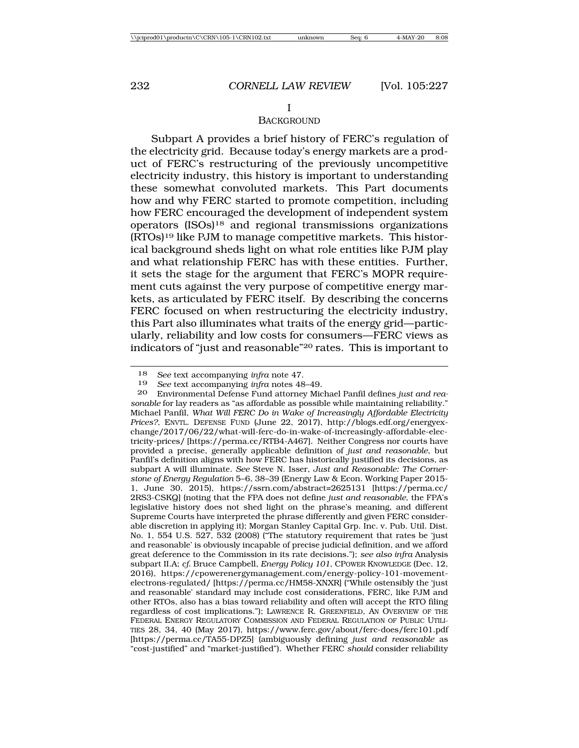# I
## BACKGROUND

Subpart A provides a brief history of FERC's regulation of the electricity grid. Because today's energy markets are a product of FERC's restructuring of the previously uncompetitive electricity industry, this history is important to understanding these somewhat convoluted markets. This Part documents how and why FERC started to promote competition, including how FERC encouraged the development of independent system operators (ISOs)[18] and regional transmissions organizations (RTOs)[19] like PJM to manage competitive markets. This historical background sheds light on what role entities like PJM play and what relationship FERC has with these entities. Further, it sets the stage for the argument that FERC's MOPR requirement cuts against the very purpose of competitive energy markets, as articulated by FERC itself. By describing the concerns FERC focused on when restructuring the electricity industry, this Part also illuminates what traits of the energy grid—particularly, reliability and low costs for consumers—FERC views as indicators of "just and reasonable"[20] rates. This is important to

---

18 *See* text accompanying *infra* note 47.

19 *See* text accompanying *infra* notes 48–49.

20 Environmental Defense Fund attorney Michael Panfil defines *just and reasonable* for lay readers as "as affordable as possible while maintaining reliability." Michael Panfil, *What Will FERC Do in Wake of Increasingly Affordable Electricity Prices?*, ENVTL. DEFENSE FUND (June 22, 2017), http://blogs.edf.org/energyexchange/2017/06/22/what-will-ferc-do-in-wake-of-increasingly-affordable-electricity-prices/ [https://perma.cc/RTB4-A467]. Neither Congress nor courts have provided a precise, generally applicable definition of *just and reasonable*, but Panfil's definition aligns with how FERC has historically justified its decisions, as subpart A will illuminate. *See* Steve N. Isser, *Just and Reasonable: The Cornerstone of Energy Regulation* 5–6, 38–39 (Energy Law & Econ. Working Paper 2015-1, June 30, 2015), https://ssrn.com/abstract=2625131 [https://perma.cc/2RS3-CSKQ] (noting that the FPA does not define *just and reasonable*, the FPA's legislative history does not shed light on the phrase's meaning, and different Supreme Courts have interpreted the phrase differently and given FERC considerable discretion in applying it); Morgan Stanley Capital Grp. Inc. v. Pub. Util. Dist. No. 1, 554 U.S. 527, 532 (2008) ("The statutory requirement that rates be 'just and reasonable' is obviously incapable of precise judicial definition, and we afford great deference to the Commission in its rate decisions."); *see also infra* Analysis subpart II.A; *cf.* Bruce Campbell, *Energy Policy 101*, CPOWER KNOWLEDGE (Dec. 12, 2016), https://cpowerenergymanagement.com/energy-policy-101-movement-electrons-regulated/ [https://perma.cc/HM58-XNXR] ("While ostensibly the 'just and reasonable' standard may include cost considerations, FERC, like PJM and other RTOs, also has a bias toward reliability and often will accept the RTO filing regardless of cost implications."); LAWRENCE R. GREENFIELD, AN OVERVIEW OF THE FEDERAL ENERGY REGULATORY COMMISSION AND FEDERAL REGULATION OF PUBLIC UTILITIES 28, 34, 40 (May 2017), https://www.ferc.gov/about/ferc-does/ferc101.pdf [https://perma.cc/TA55-DPZ5] (ambiguously defining *just and reasonable* as "cost-justified" and "market-justified"). Whether FERC *should* consider reliability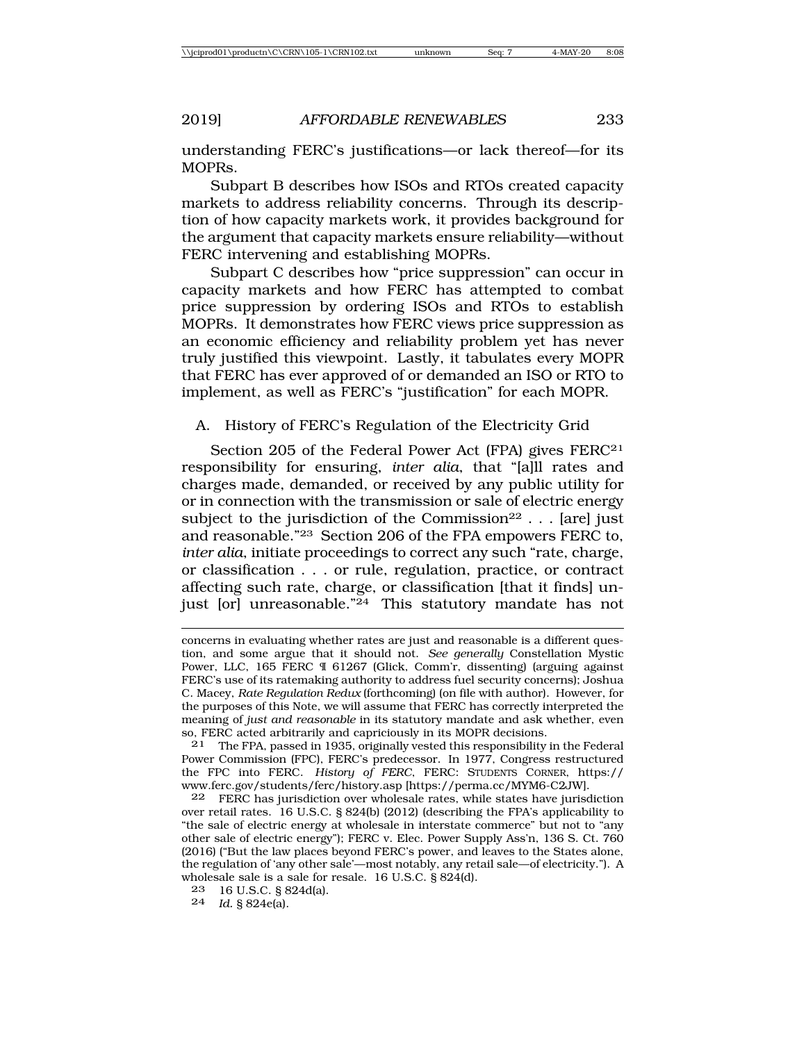understanding FERC's justifications—or lack thereof—for its MOPRs.

Subpart B describes how ISOs and RTOs created capacity markets to address reliability concerns. Through its description of how capacity markets work, it provides background for the argument that capacity markets ensure reliability—without FERC intervening and establishing MOPRs.

Subpart C describes how "price suppression" can occur in capacity markets and how FERC has attempted to combat price suppression by ordering ISOs and RTOs to establish MOPRs. It demonstrates how FERC views price suppression as an economic efficiency and reliability problem yet has never truly justified this viewpoint. Lastly, it tabulates every MOPR that FERC has ever approved of or demanded an ISO or RTO to implement, as well as FERC's "justification" for each MOPR.

## A. History of FERC's Regulation of the Electricity Grid

Section 205 of the Federal Power Act (FPA) gives FERC[21] responsibility for ensuring, *inter alia*, that "[a]ll rates and charges made, demanded, or received by any public utility for or in connection with the transmission or sale of electric energy subject to the jurisdiction of the Commission[22] . . . [are] just and reasonable."[23] Section 206 of the FPA empowers FERC to, *inter alia*, initiate proceedings to correct any such "rate, charge, or classification . . . or rule, regulation, practice, or contract affecting such rate, charge, or classification [that it finds] unjust [or] unreasonable."[24] This statutory mandate has not

---

concerns in evaluating whether rates are just and reasonable is a different question, and some argue that it should not. *See generally* Constellation Mystic Power, LLC, 165 FERC ¶ 61267 (Glick, Comm'r, dissenting) (arguing against FERC's use of its ratemaking authority to address fuel security concerns); Joshua C. Macey, *Rate Regulation Redux* (forthcoming) (on file with author). However, for the purposes of this Note, we will assume that FERC has correctly interpreted the meaning of *just and reasonable* in its statutory mandate and ask whether, even so, FERC acted arbitrarily and capriciously in its MOPR decisions.

21 The FPA, passed in 1935, originally vested this responsibility in the Federal Power Commission (FPC), FERC's predecessor. In 1977, Congress restructured the FPC into FERC. *History of FERC*, FERC: STUDENTS CORNER, https://www.ferc.gov/students/ferc/history.asp [https://perma.cc/MYM6-C2JW].

22 FERC has jurisdiction over wholesale rates, while states have jurisdiction over retail rates. 16 U.S.C. § 824(b) (2012) (describing the FPA's applicability to "the sale of electric energy at wholesale in interstate commerce" but not to "any other sale of electric energy"); FERC v. Elec. Power Supply Ass'n, 136 S. Ct. 760 (2016) ("But the law places beyond FERC's power, and leaves to the States alone, the regulation of 'any other sale'—most notably, any retail sale—of electricity."). A wholesale sale is a sale for resale. 16 U.S.C. § 824(d).

23 16 U.S.C. § 824d(a).

24 *Id.* § 824e(a).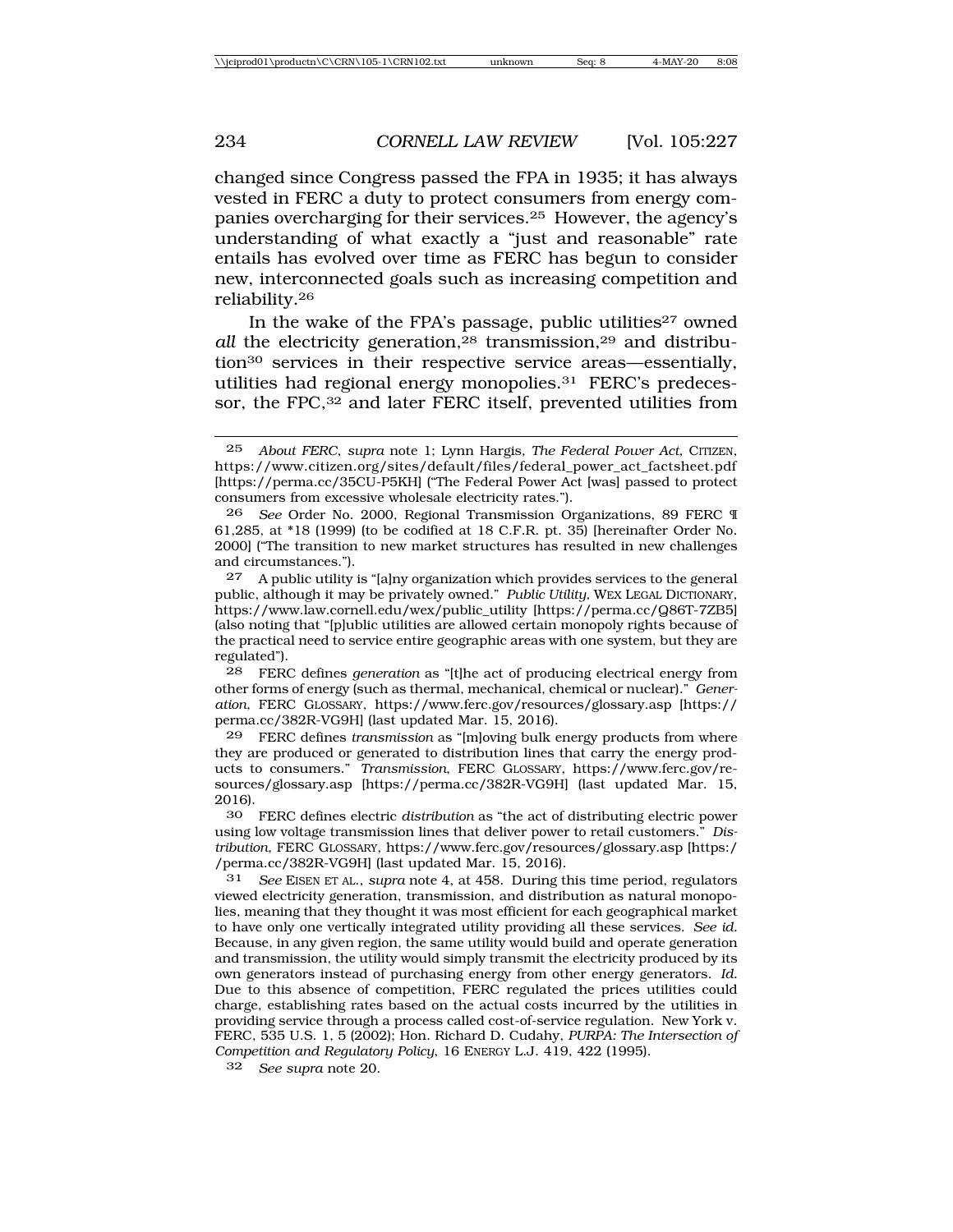changed since Congress passed the FPA in 1935; it has always vested in FERC a duty to protect consumers from energy companies overcharging for their services.[25] However, the agency's understanding of what exactly a "just and reasonable" rate entails has evolved over time as FERC has begun to consider new, interconnected goals such as increasing competition and reliability.[26]

In the wake of the FPA's passage, public utilities[27] owned *all* the electricity generation,[28] transmission,[29] and distribution[30] services in their respective service areas—essentially, utilities had regional energy monopolies.[31] FERC's predecessor, the FPC,[32] and later FERC itself, prevented utilities from

---

25 *About FERC*, *supra* note 1; Lynn Hargis, *The Federal Power Act*, CITIZEN, https://www.citizen.org/sites/default/files/federal_power_act_factsheet.pdf [https://perma.cc/35CU-P5KH] ("The Federal Power Act [was] passed to protect consumers from excessive wholesale electricity rates.").

26 *See* Order No. 2000, Regional Transmission Organizations, 89 FERC ¶ 61,285, at *18 (1999) (to be codified at 18 C.F.R. pt. 35) [hereinafter Order No. 2000] ("The transition to new market structures has resulted in new challenges and circumstances.").

27 A public utility is "[a]ny organization which provides services to the general public, although it may be privately owned." *Public Utility*, WEX LEGAL DICTIONARY, https://www.law.cornell.edu/wex/public_utility [https://perma.cc/Q86T-7ZB5] (also noting that "[p]ublic utilities are allowed certain monopoly rights because of the practical need to service entire geographic areas with one system, but they are regulated").

28 FERC defines *generation* as "[t]he act of producing electrical energy from other forms of energy (such as thermal, mechanical, chemical or nuclear)." *Generation*, FERC GLOSSARY, https://www.ferc.gov/resources/glossary.asp [https://perma.cc/382R-VG9H] (last updated Mar. 15, 2016).

29 FERC defines *transmission* as "[m]oving bulk energy products from where they are produced or generated to distribution lines that carry the energy products to consumers." *Transmission*, FERC GLOSSARY, https://www.ferc.gov/resources/glossary.asp [https://perma.cc/382R-VG9H] (last updated Mar. 15, 2016).

30 FERC defines electric *distribution* as "the act of distributing electric power using low voltage transmission lines that deliver power to retail customers." *Distribution*, FERC GLOSSARY, https://www.ferc.gov/resources/glossary.asp [https://perma.cc/382R-VG9H] (last updated Mar. 15, 2016).

31 *See* EISEN ET AL., *supra* note 4, at 458. During this time period, regulators viewed electricity generation, transmission, and distribution as natural monopolies, meaning that they thought it was most efficient for each geographical market to have only one vertically integrated utility providing all these services. *See id.* Because, in any given region, the same utility would build and operate generation and transmission, the utility would simply transmit the electricity produced by its own generators instead of purchasing energy from other energy generators. *Id.* Due to this absence of competition, FERC regulated the prices utilities could charge, establishing rates based on the actual costs incurred by the utilities in providing service through a process called cost-of-service regulation. New York v. FERC, 535 U.S. 1, 5 (2002); Hon. Richard D. Cudahy, *PURPA: The Intersection of Competition and Regulatory Policy*, 16 ENERGY L.J. 419, 422 (1995).

32 *See supra* note 20.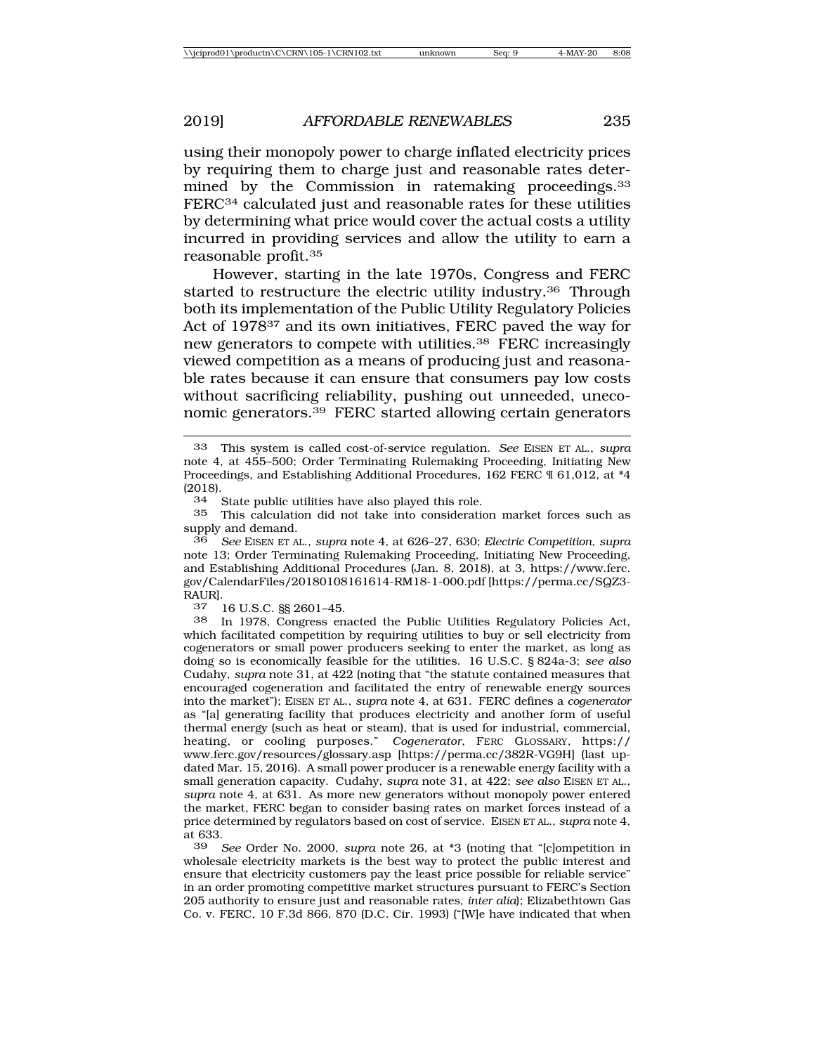using their monopoly power to charge inflated electricity prices by requiring them to charge just and reasonable rates determined by the Commission in ratemaking proceedings.[33] FERC[34] calculated just and reasonable rates for these utilities by determining what price would cover the actual costs a utility incurred in providing services and allow the utility to earn a reasonable profit.[35]

However, starting in the late 1970s, Congress and FERC started to restructure the electric utility industry.[36] Through both its implementation of the Public Utility Regulatory Policies Act of 1978[37] and its own initiatives, FERC paved the way for new generators to compete with utilities.[38] FERC increasingly viewed competition as a means of producing just and reasonable rates because it can ensure that consumers pay low costs without sacrificing reliability, pushing out unneeded, uneconomic generators.[39] FERC started allowing certain generators

---

[33] This system is called cost-of-service regulation. *See* EISEN ET AL., *supra* note 4, at 455–500; Order Terminating Rulemaking Proceeding, Initiating New Proceedings, and Establishing Additional Procedures, 162 FERC ¶ 61,012, at *4 (2018).

[34] State public utilities have also played this role.

[35] This calculation did not take into consideration market forces such as supply and demand.

[36] *See* EISEN ET AL., *supra* note 4, at 626–27, 630; *Electric Competition*, *supra* note 13; Order Terminating Rulemaking Proceeding, Initiating New Proceeding, and Establishing Additional Procedures (Jan. 8, 2018), at 3, https://www.ferc.gov/CalendarFiles/20180108161614-RM18-1-000.pdf [https://perma.cc/SQZ3-RAUR].

[37] 16 U.S.C. §§ 2601–45.

[38] In 1978, Congress enacted the Public Utilities Regulatory Policies Act, which facilitated competition by requiring utilities to buy or sell electricity from cogenerators or small power producers seeking to enter the market, as long as doing so is economically feasible for the utilities. 16 U.S.C. § 824a-3; *see also* Cudahy, *supra* note 31, at 422 (noting that "the statute contained measures that encouraged cogeneration and facilitated the entry of renewable energy sources into the market"); EISEN ET AL., *supra* note 4, at 631. FERC defines a *cogenerator* as "[a] generating facility that produces electricity and another form of useful thermal energy (such as heat or steam), that is used for industrial, commercial, heating, or cooling purposes." *Cogenerator*, FERC GLOSSARY, https://www.ferc.gov/resources/glossary.asp [https://perma.cc/382R-VG9H] (last updated Mar. 15, 2016). A small power producer is a renewable energy facility with a small generation capacity. Cudahy, *supra* note 31, at 422; *see also* EISEN ET AL., *supra* note 4, at 631. As more new generators without monopoly power entered the market, FERC began to consider basing rates on market forces instead of a price determined by regulators based on cost of service. EISEN ET AL., *supra* note 4, at 633.

[39] *See* Order No. 2000, *supra* note 26, at *3 (noting that "[c]ompetition in wholesale electricity markets is the best way to protect the public interest and ensure that electricity customers pay the least price possible for reliable service" in an order promoting competitive market structures pursuant to FERC's Section 205 authority to ensure just and reasonable rates, *inter alia*); Elizabethtown Gas Co. v. FERC, 10 F.3d 866, 870 (D.C. Cir. 1993) ("[W]e have indicated that when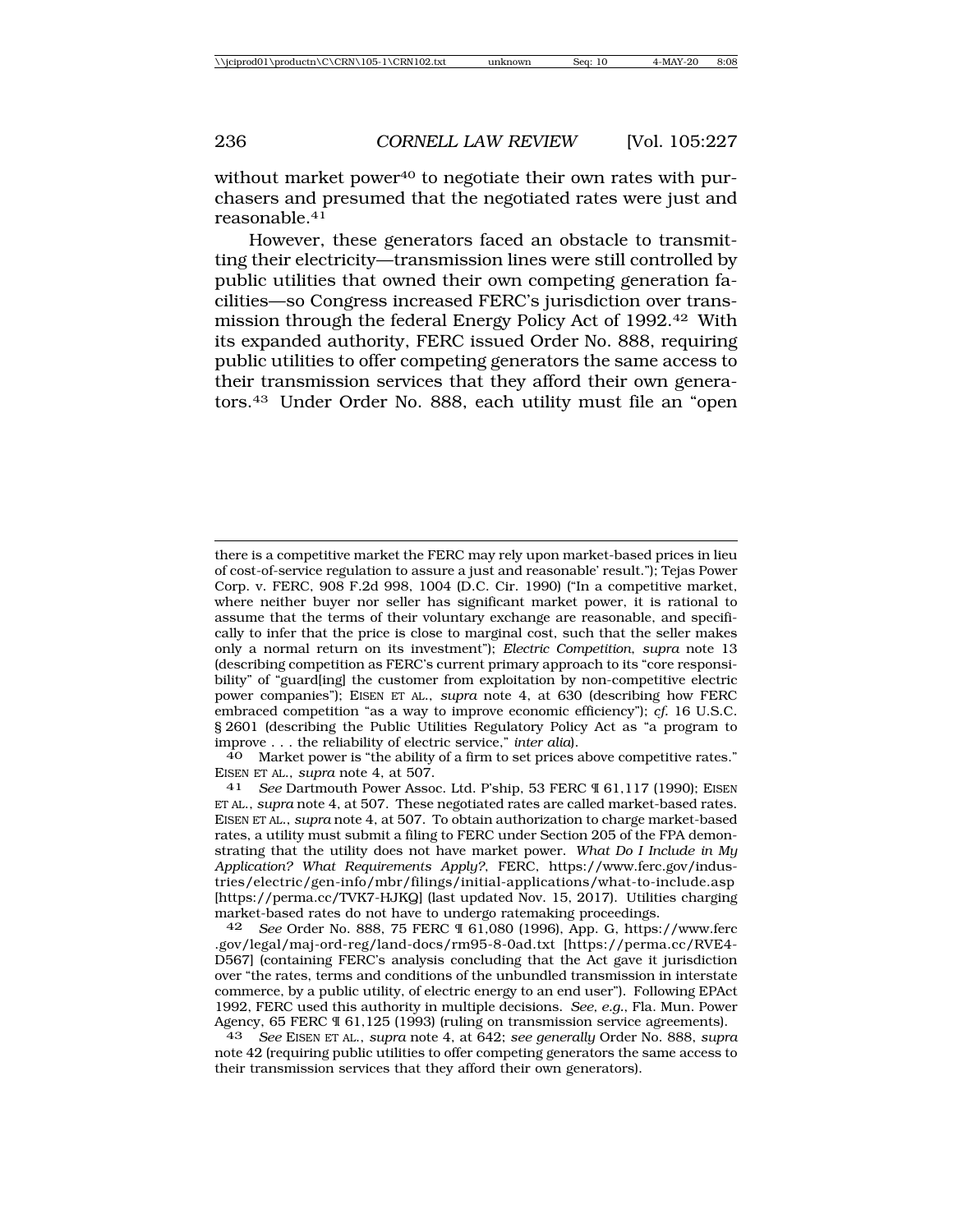without market power[40] to negotiate their own rates with purchasers and presumed that the negotiated rates were just and reasonable.[41]

However, these generators faced an obstacle to transmitting their electricity—transmission lines were still controlled by public utilities that owned their own competing generation facilities—so Congress increased FERC's jurisdiction over transmission through the federal Energy Policy Act of 1992.[42] With its expanded authority, FERC issued Order No. 888, requiring public utilities to offer competing generators the same access to their transmission services that they afford their own generators.[43] Under Order No. 888, each utility must file an "open

---

there is a competitive market the FERC may rely upon market-based prices in lieu of cost-of-service regulation to assure a just and reasonable' result."); Tejas Power Corp. v. FERC, 908 F.2d 998, 1004 (D.C. Cir. 1990) ("In a competitive market, where neither buyer nor seller has significant market power, it is rational to assume that the terms of their voluntary exchange are reasonable, and specifically to infer that the price is close to marginal cost, such that the seller makes only a normal return on its investment"); *Electric Competition*, *supra* note 13 (describing competition as FERC's current primary approach to its "core responsibility" of "guard[ing] the customer from exploitation by non-competitive electric power companies"); EISEN ET AL., *supra* note 4, at 630 (describing how FERC embraced competition "as a way to improve economic efficiency"); *cf.* 16 U.S.C. § 2601 (describing the Public Utilities Regulatory Policy Act as "a program to improve . . . the reliability of electric service," *inter alia*).

40 Market power is "the ability of a firm to set prices above competitive rates." EISEN ET AL., *supra* note 4, at 507.

41 *See* Dartmouth Power Assoc. Ltd. P'ship, 53 FERC ¶ 61,117 (1990); EISEN ET AL., *supra* note 4, at 507. These negotiated rates are called market-based rates. EISEN ET AL., *supra* note 4, at 507. To obtain authorization to charge market-based rates, a utility must submit a filing to FERC under Section 205 of the FPA demonstrating that the utility does not have market power. *What Do I Include in My Application? What Requirements Apply?*, FERC, https://www.ferc.gov/industries/electric/gen-info/mbr/filings/initial-applications/what-to-include.asp [https://perma.cc/TVK7-HJKQ] (last updated Nov. 15, 2017). Utilities charging market-based rates do not have to undergo ratemaking proceedings.

42 *See* Order No. 888, 75 FERC ¶ 61,080 (1996), App. G, https://www.ferc.gov/legal/maj-ord-reg/land-docs/rm95-8-0ad.txt [https://perma.cc/RVE4-D567] (containing FERC's analysis concluding that the Act gave it jurisdiction over "the rates, terms and conditions of the unbundled transmission in interstate commerce, by a public utility, of electric energy to an end user"). Following EPAct 1992, FERC used this authority in multiple decisions. *See, e.g.*, Fla. Mun. Power Agency, 65 FERC ¶ 61,125 (1993) (ruling on transmission service agreements).

43 *See* EISEN ET AL., *supra* note 4, at 642; *see generally* Order No. 888, *supra* note 42 (requiring public utilities to offer competing generators the same access to their transmission services that they afford their own generators).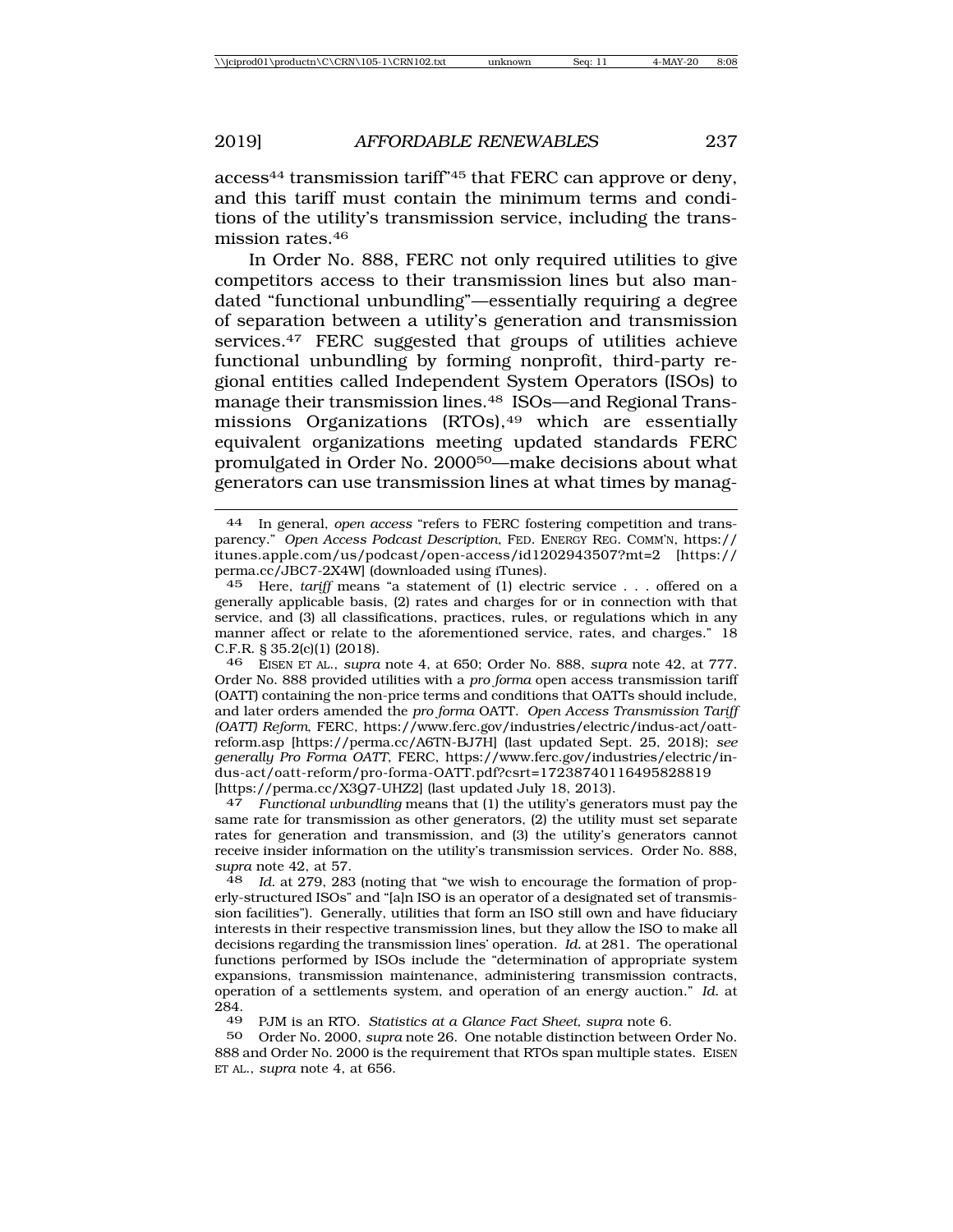access[44] transmission tariff"[45] that FERC can approve or deny, and this tariff must contain the minimum terms and conditions of the utility's transmission service, including the transmission rates.[46]

In Order No. 888, FERC not only required utilities to give competitors access to their transmission lines but also mandated "functional unbundling"—essentially requiring a degree of separation between a utility's generation and transmission services.[47] FERC suggested that groups of utilities achieve functional unbundling by forming nonprofit, third-party regional entities called Independent System Operators (ISOs) to manage their transmission lines.[48] ISOs—and Regional Transmissions Organizations (RTOs),[49] which are essentially equivalent organizations meeting updated standards FERC promulgated in Order No. 2000[50]—make decisions about what generators can use transmission lines at what times by manag-

---

44 In general, *open access* "refers to FERC fostering competition and transparency." *Open Access Podcast Description*, FED. ENERGY REG. COMM'N, https://itunes.apple.com/us/podcast/open-access/id1202943507?mt=2 [https://perma.cc/JBC7-2X4W] (downloaded using iTunes).

45 Here, *tariff* means "a statement of (1) electric service . . . offered on a generally applicable basis, (2) rates and charges for or in connection with that service, and (3) all classifications, practices, rules, or regulations which in any manner affect or relate to the aforementioned service, rates, and charges." 18 C.F.R. § 35.2(c)(1) (2018).

46 EISEN ET AL., *supra* note 4, at 650; Order No. 888, *supra* note 42, at 777. Order No. 888 provided utilities with a *pro forma* open access transmission tariff (OATT) containing the non-price terms and conditions that OATTs should include, and later orders amended the *pro forma* OATT. *Open Access Transmission Tariff (OATT) Reform*, FERC, https://www.ferc.gov/industries/electric/indus-act/oatt-reform.asp [https://perma.cc/A6TN-BJ7H] (last updated Sept. 25, 2018); *see generally Pro Forma OATT*, FERC, https://www.ferc.gov/industries/electric/indus-act/oatt-reform/pro-forma-OATT.pdf?csrt=17238740116495828819 [https://perma.cc/X3Q7-UHZ2] (last updated July 18, 2013).

47 *Functional unbundling* means that (1) the utility's generators must pay the same rate for transmission as other generators, (2) the utility must set separate rates for generation and transmission, and (3) the utility's generators cannot receive insider information on the utility's transmission services. Order No. 888, *supra* note 42, at 57.

48 *Id.* at 279, 283 (noting that "we wish to encourage the formation of properly-structured ISOs" and "[a]n ISO is an operator of a designated set of transmission facilities"). Generally, utilities that form an ISO still own and have fiduciary interests in their respective transmission lines, but they allow the ISO to make all decisions regarding the transmission lines' operation. *Id.* at 281. The operational functions performed by ISOs include the "determination of appropriate system expansions, transmission maintenance, administering transmission contracts, operation of a settlements system, and operation of an energy auction." *Id.* at 284.

49 PJM is an RTO. *Statistics at a Glance Fact Sheet*, *supra* note 6.

50 Order No. 2000, *supra* note 26. One notable distinction between Order No. 888 and Order No. 2000 is the requirement that RTOs span multiple states. EISEN ET AL., *supra* note 4, at 656.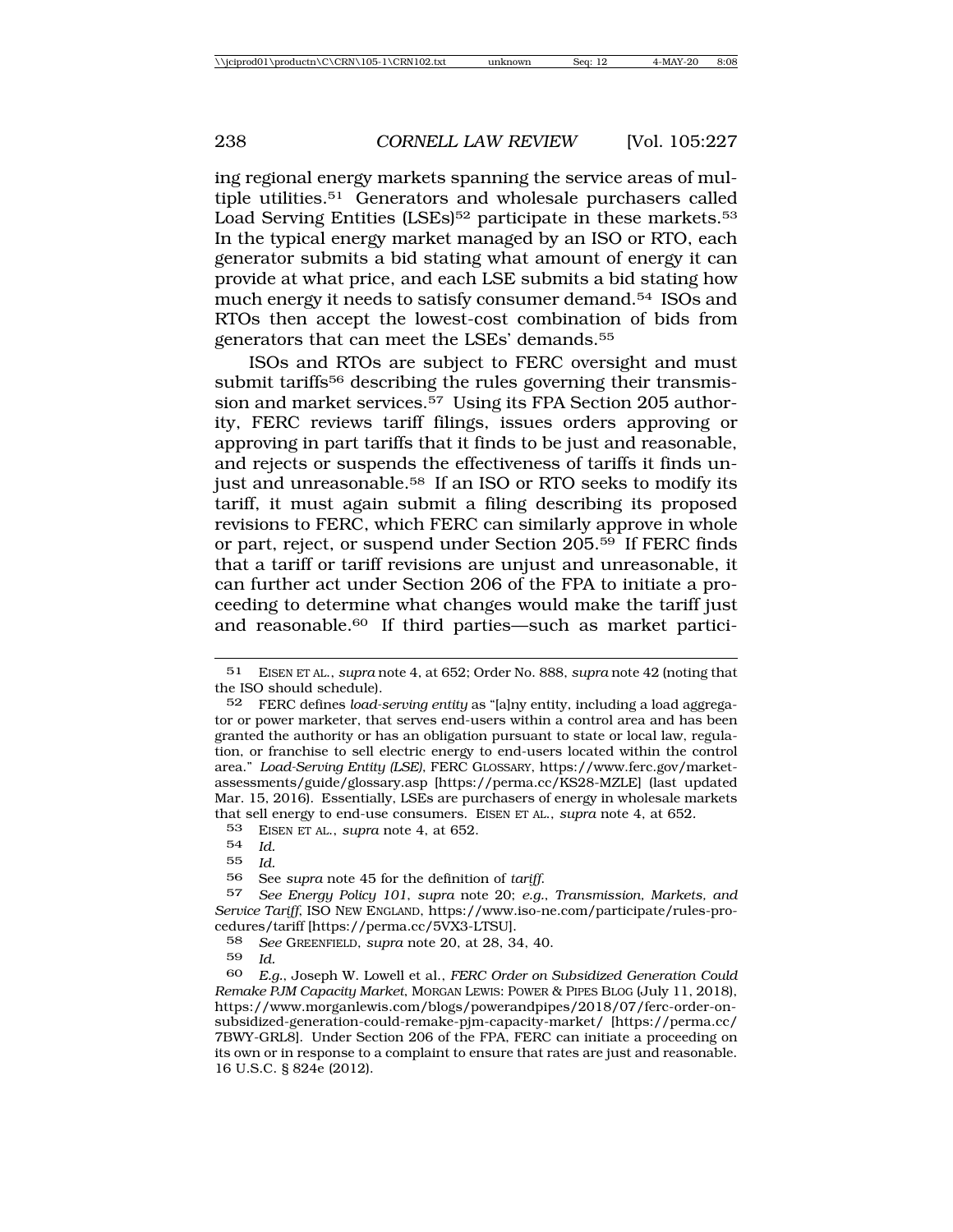ing regional energy markets spanning the service areas of multiple utilities.[51] Generators and wholesale purchasers called Load Serving Entities (LSEs)[52] participate in these markets.[53] In the typical energy market managed by an ISO or RTO, each generator submits a bid stating what amount of energy it can provide at what price, and each LSE submits a bid stating how much energy it needs to satisfy consumer demand.[54] ISOs and RTOs then accept the lowest-cost combination of bids from generators that can meet the LSEs' demands.[55]

ISOs and RTOs are subject to FERC oversight and must submit tariffs[56] describing the rules governing their transmission and market services.[57] Using its FPA Section 205 authority, FERC reviews tariff filings, issues orders approving or approving in part tariffs that it finds to be just and reasonable, and rejects or suspends the effectiveness of tariffs it finds unjust and unreasonable.[58] If an ISO or RTO seeks to modify its tariff, it must again submit a filing describing its proposed revisions to FERC, which FERC can similarly approve in whole or part, reject, or suspend under Section 205.[59] If FERC finds that a tariff or tariff revisions are unjust and unreasonable, it can further act under Section 206 of the FPA to initiate a proceeding to determine what changes would make the tariff just and reasonable.[60] If third parties—such as market partici-

---

51 EISEN ET AL., *supra* note 4, at 652; Order No. 888, *supra* note 42 (noting that the ISO should schedule).

52 FERC defines *load-serving entity* as "[a]ny entity, including a load aggregator or power marketer, that serves end-users within a control area and has been granted the authority or has an obligation pursuant to state or local law, regulation, or franchise to sell electric energy to end-users located within the control area." *Load-Serving Entity (LSE)*, FERC GLOSSARY, https://www.ferc.gov/market-assessments/guide/glossary.asp [https://perma.cc/KS28-MZLE] (last updated Mar. 15, 2016). Essentially, LSEs are purchasers of energy in wholesale markets that sell energy to end-use consumers. EISEN ET AL., *supra* note 4, at 652.

53 EISEN ET AL., *supra* note 4, at 652.

54 *Id.*

55 *Id.*

56 See *supra* note 45 for the definition of *tariff*.

57 *See Energy Policy 101*, *supra* note 20; *e.g.*, *Transmission, Markets, and Service Tariff*, ISO NEW ENGLAND, https://www.iso-ne.com/participate/rules-procedures/tariff [https://perma.cc/5VX3-LTSU].

58 *See* GREENFIELD, *supra* note 20, at 28, 34, 40.

59 *Id.*

60 *E.g.*, Joseph W. Lowell et al., *FERC Order on Subsidized Generation Could Remake PJM Capacity Market*, MORGAN LEWIS: POWER & PIPES BLOG (July 11, 2018), https://www.morganlewis.com/blogs/powerandpipes/2018/07/ferc-order-on-subsidized-generation-could-remake-pjm-capacity-market/ [https://perma.cc/7BWY-GRL8]. Under Section 206 of the FPA, FERC can initiate a proceeding on its own or in response to a complaint to ensure that rates are just and reasonable. 16 U.S.C. § 824e (2012).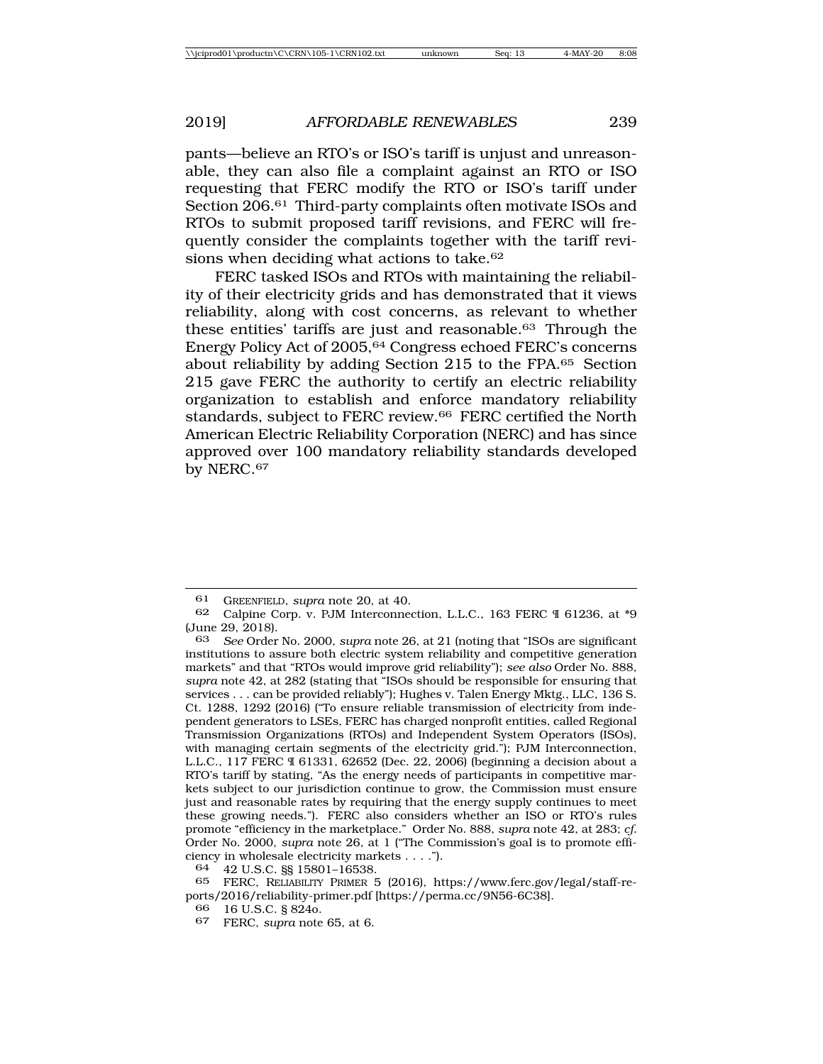pants—believe an RTO's or ISO's tariff is unjust and unreasonable, they can also file a complaint against an RTO or ISO requesting that FERC modify the RTO or ISO's tariff under Section 206.[61] Third-party complaints often motivate ISOs and RTOs to submit proposed tariff revisions, and FERC will frequently consider the complaints together with the tariff revisions when deciding what actions to take.[62]

FERC tasked ISOs and RTOs with maintaining the reliability of their electricity grids and has demonstrated that it views reliability, along with cost concerns, as relevant to whether these entities' tariffs are just and reasonable.[63] Through the Energy Policy Act of 2005,[64] Congress echoed FERC's concerns about reliability by adding Section 215 to the FPA.[65] Section 215 gave FERC the authority to certify an electric reliability organization to establish and enforce mandatory reliability standards, subject to FERC review.[66] FERC certified the North American Electric Reliability Corporation (NERC) and has since approved over 100 mandatory reliability standards developed by NERC.[67]

---

[61] GREENFIELD, *supra* note 20, at 40.

[62] Calpine Corp. v. PJM Interconnection, L.L.C., 163 FERC ¶ 61236, at *9 (June 29, 2018).

[63] *See* Order No. 2000, *supra* note 26, at 21 (noting that "ISOs are significant institutions to assure both electric system reliability and competitive generation markets" and that "RTOs would improve grid reliability"); *see also* Order No. 888, *supra* note 42, at 282 (stating that "ISOs should be responsible for ensuring that services . . . can be provided reliably"); Hughes v. Talen Energy Mktg., LLC, 136 S. Ct. 1288, 1292 (2016) ("To ensure reliable transmission of electricity from independent generators to LSEs, FERC has charged nonprofit entities, called Regional Transmission Organizations (RTOs) and Independent System Operators (ISOs), with managing certain segments of the electricity grid."); PJM Interconnection, L.L.C., 117 FERC ¶ 61331, 62652 (Dec. 22, 2006) (beginning a decision about a RTO's tariff by stating, "As the energy needs of participants in competitive markets subject to our jurisdiction continue to grow, the Commission must ensure just and reasonable rates by requiring that the energy supply continues to meet these growing needs."). FERC also considers whether an ISO or RTO's rules promote "efficiency in the marketplace." Order No. 888, *supra* note 42, at 283; *cf.* Order No. 2000, *supra* note 26, at 1 ("The Commission's goal is to promote efficiency in wholesale electricity markets . . . .").

[64] 42 U.S.C. §§ 15801–16538.

[65] FERC, RELIABILITY PRIMER 5 (2016), https://www.ferc.gov/legal/staff-reports/2016/reliability-primer.pdf [https://perma.cc/9N56-6C38].

[66] 16 U.S.C. § 824o.

[67] FERC, *supra* note 65, at 6.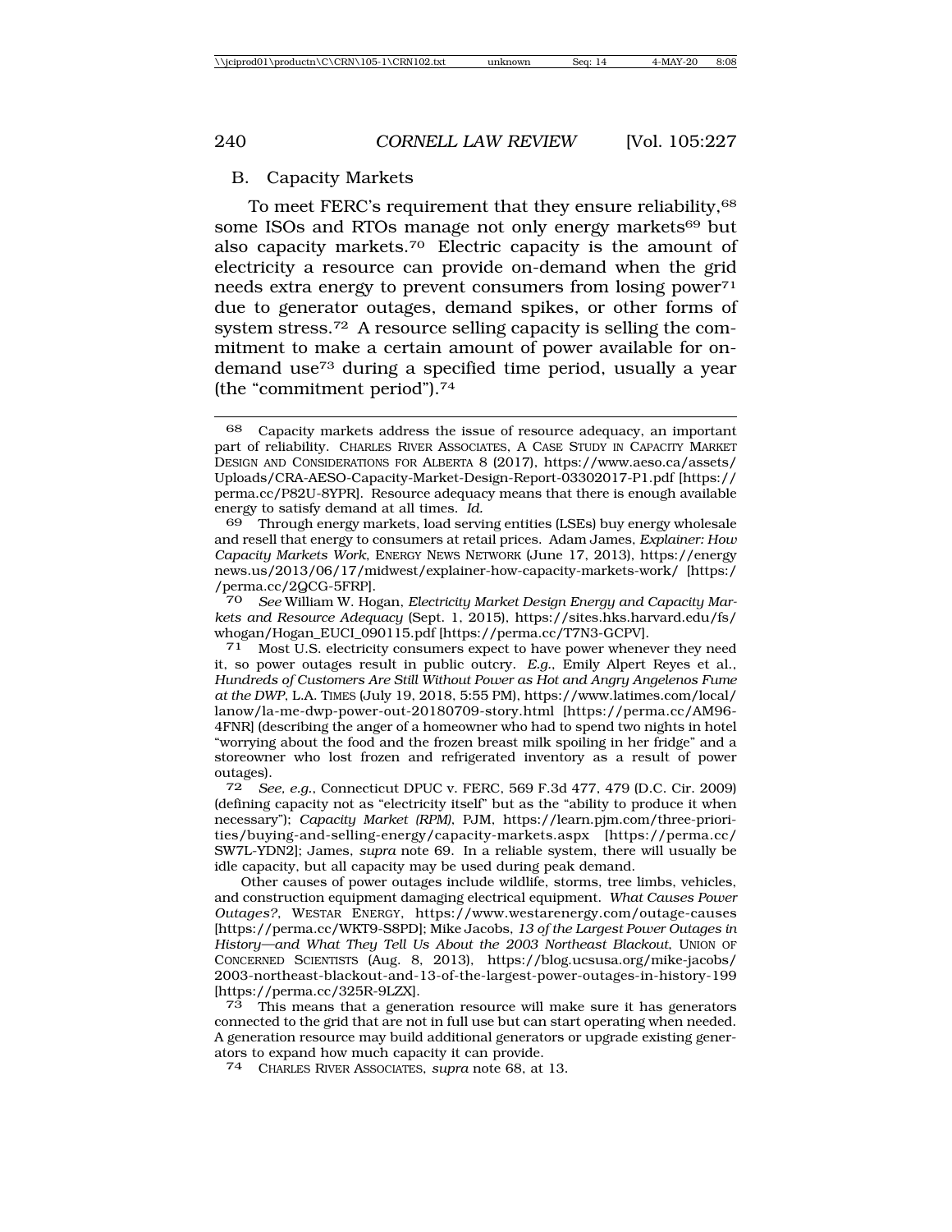## B. Capacity Markets

To meet FERC's requirement that they ensure reliability,[68] some ISOs and RTOs manage not only energy markets[69] but also capacity markets.[70] Electric capacity is the amount of electricity a resource can provide on-demand when the grid needs extra energy to prevent consumers from losing power[71] due to generator outages, demand spikes, or other forms of system stress.[72] A resource selling capacity is selling the commitment to make a certain amount of power available for on-demand use[73] during a specified time period, usually a year (the "commitment period").[74]

---

68 Capacity markets address the issue of resource adequacy, an important part of reliability. CHARLES RIVER ASSOCIATES, A CASE STUDY IN CAPACITY MARKET DESIGN AND CONSIDERATIONS FOR ALBERTA 8 (2017), https://www.aeso.ca/assets/Uploads/CRA-AESO-Capacity-Market-Design-Report-03302017-P1.pdf [https://perma.cc/P82U-8YPR]. Resource adequacy means that there is enough available energy to satisfy demand at all times. *Id.*

69 Through energy markets, load serving entities (LSEs) buy energy wholesale and resell that energy to consumers at retail prices. Adam James, *Explainer: How Capacity Markets Work*, ENERGY NEWS NETWORK (June 17, 2013), https://energynews.us/2013/06/17/midwest/explainer-how-capacity-markets-work/ [https://perma.cc/2QCG-5FRP].

70 *See* William W. Hogan, *Electricity Market Design Energy and Capacity Markets and Resource Adequacy* (Sept. 1, 2015), https://sites.hks.harvard.edu/fs/whogan/Hogan_EUCI_090115.pdf [https://perma.cc/T7N3-GCPV].

71 Most U.S. electricity consumers expect to have power whenever they need it, so power outages result in public outcry. *E.g.*, Emily Alpert Reyes et al., *Hundreds of Customers Are Still Without Power as Hot and Angry Angelenos Fume at the DWP*, L.A. TIMES (July 19, 2018, 5:55 PM), https://www.latimes.com/local/lanow/la-me-dwp-power-out-20180709-story.html [https://perma.cc/AM96-4FNR] (describing the anger of a homeowner who had to spend two nights in hotel "worrying about the food and the frozen breast milk spoiling in her fridge" and a storeowner who lost frozen and refrigerated inventory as a result of power outages).

72 *See, e.g.*, Connecticut DPUC v. FERC, 569 F.3d 477, 479 (D.C. Cir. 2009) (defining capacity not as "electricity itself" but as the "ability to produce it when necessary"); *Capacity Market (RPM)*, PJM, https://learn.pjm.com/three-priorities/buying-and-selling-energy/capacity-markets.aspx [https://perma.cc/SW7L-YDN2]; James, *supra* note 69. In a reliable system, there will usually be idle capacity, but all capacity may be used during peak demand.

Other causes of power outages include wildlife, storms, tree limbs, vehicles, and construction equipment damaging electrical equipment. *What Causes Power Outages?*, WESTAR ENERGY, https://www.westarenergy.com/outage-causes [https://perma.cc/WKT9-S8PD]; Mike Jacobs, *13 of the Largest Power Outages in History—and What They Tell Us About the 2003 Northeast Blackout*, UNION OF CONCERNED SCIENTISTS (Aug. 8, 2013), https://blog.ucsusa.org/mike-jacobs/2003-northeast-blackout-and-13-of-the-largest-power-outages-in-history-199 [https://perma.cc/325R-9LZX].

73 This means that a generation resource will make sure it has generators connected to the grid that are not in full use but can start operating when needed. A generation resource may build additional generators or upgrade existing generators to expand how much capacity it can provide.

74 CHARLES RIVER ASSOCIATES, *supra* note 68, at 13.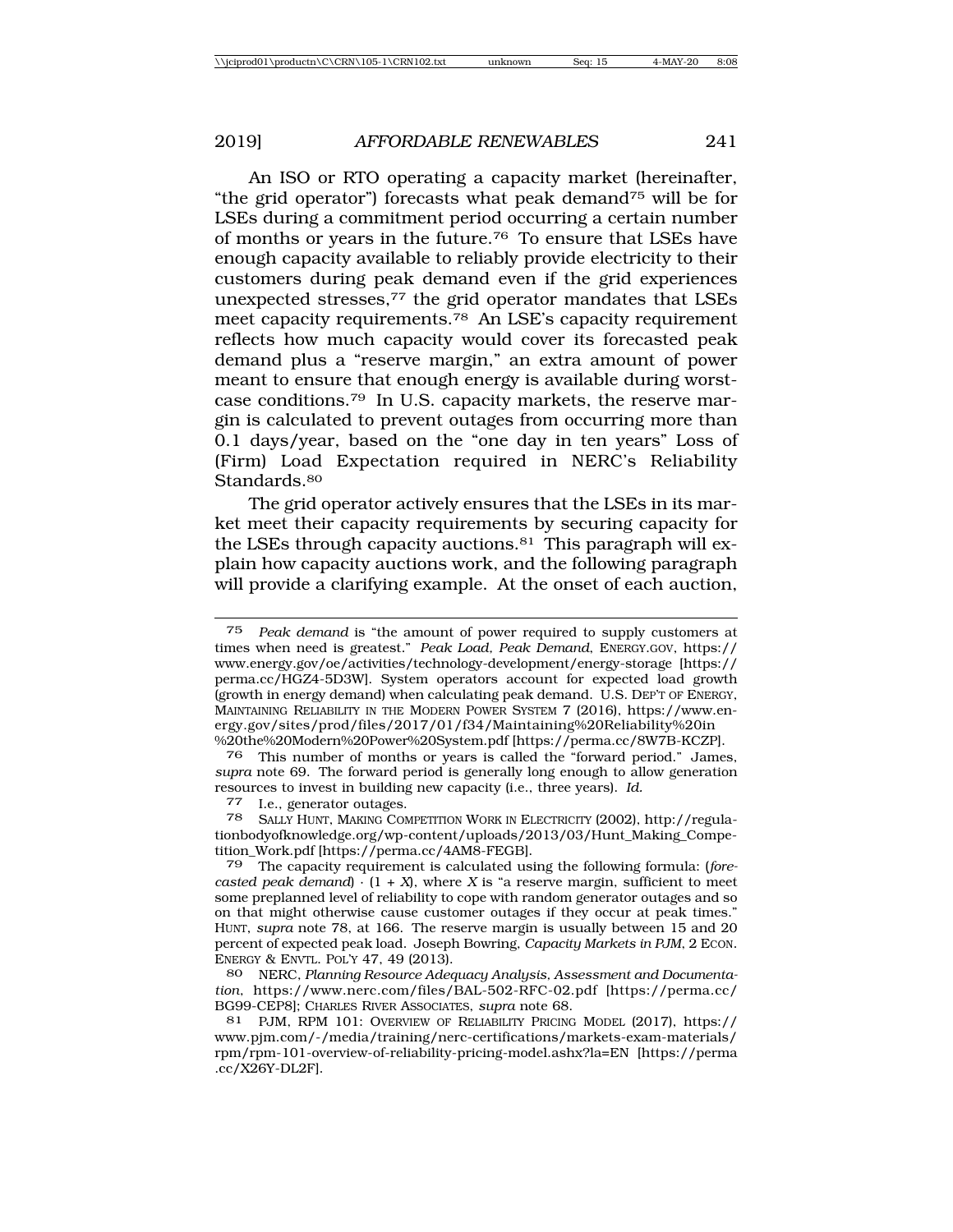An ISO or RTO operating a capacity market (hereinafter, "the grid operator") forecasts what peak demand[75] will be for LSEs during a commitment period occurring a certain number of months or years in the future.[76] To ensure that LSEs have enough capacity available to reliably provide electricity to their customers during peak demand even if the grid experiences unexpected stresses,[77] the grid operator mandates that LSEs meet capacity requirements.[78] An LSE's capacity requirement reflects how much capacity would cover its forecasted peak demand plus a "reserve margin," an extra amount of power meant to ensure that enough energy is available during worst-case conditions.[79] In U.S. capacity markets, the reserve margin is calculated to prevent outages from occurring more than 0.1 days/year, based on the "one day in ten years" Loss of (Firm) Load Expectation required in NERC's Reliability Standards.[80]

The grid operator actively ensures that the LSEs in its market meet their capacity requirements by securing capacity for the LSEs through capacity auctions.[81] This paragraph will explain how capacity auctions work, and the following paragraph will provide a clarifying example. At the onset of each auction,

---

75 *Peak demand* is "the amount of power required to supply customers at times when need is greatest." *Peak Load, Peak Demand*, ENERGY.GOV, https://www.energy.gov/oe/activities/technology-development/energy-storage [https://perma.cc/HGZ4-5D3W]. System operators account for expected load growth (growth in energy demand) when calculating peak demand. U.S. DEP'T OF ENERGY, MAINTAINING RELIABILITY IN THE MODERN POWER SYSTEM 7 (2016), https://www.energy.gov/sites/prod/files/2017/01/f34/Maintaining%20Reliability%20in%20the%20Modern%20Power%20System.pdf [https://perma.cc/8W7B-KCZP].

76 This number of months or years is called the "forward period." James, *supra* note 69. The forward period is generally long enough to allow generation resources to invest in building new capacity (i.e., three years). *Id.*

77 I.e., generator outages.

78 SALLY HUNT, MAKING COMPETITION WORK IN ELECTRICITY (2002), http://regulationbodyofknowledge.org/wp-content/uploads/2013/03/Hunt_Making_Competition_Work.pdf [https://perma.cc/4AM8-FEGB].

79 The capacity requirement is calculated using the following formula: (*forecasted peak demand*) $\cdot$ (1 + *X*), where *X* is "a reserve margin, sufficient to meet some preplanned level of reliability to cope with random generator outages and so on that might otherwise cause customer outages if they occur at peak times." HUNT, *supra* note 78, at 166. The reserve margin is usually between 15 and 20 percent of expected peak load. Joseph Bowring, *Capacity Markets in PJM*, 2 ECON. ENERGY & ENVTL. POL'Y 47, 49 (2013).

80 NERC, *Planning Resource Adequacy Analysis, Assessment and Documentation*, https://www.nerc.com/files/BAL-502-RFC-02.pdf [https://perma.cc/BG99-CEP8]; CHARLES RIVER ASSOCIATES, *supra* note 68.

81 PJM, RPM 101: OVERVIEW OF RELIABILITY PRICING MODEL (2017), https://www.pjm.com/-/media/training/nerc-certifications/markets-exam-materials/rpm/rpm-101-overview-of-reliability-pricing-model.ashx?la=EN [https://perma.cc/X26Y-DL2F].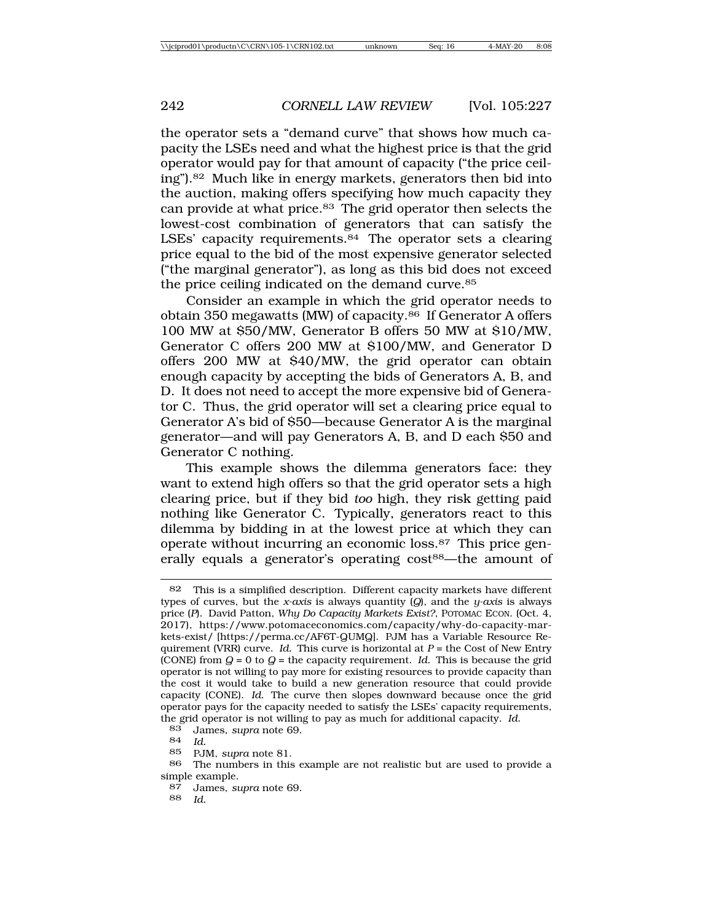the operator sets a "demand curve" that shows how much capacity the LSEs need and what the highest price is that the grid operator would pay for that amount of capacity ("the price ceiling").[82] Much like in energy markets, generators then bid into the auction, making offers specifying how much capacity they can provide at what price.[83] The grid operator then selects the lowest-cost combination of generators that can satisfy the LSEs' capacity requirements.[84] The operator sets a clearing price equal to the bid of the most expensive generator selected ("the marginal generator"), as long as this bid does not exceed the price ceiling indicated on the demand curve.[85]

Consider an example in which the grid operator needs to obtain 350 megawatts (MW) of capacity.[86] If Generator A offers 100 MW at $50/MW, Generator B offers 50 MW at $10/MW, Generator C offers 200 MW at $100/MW, and Generator D offers 200 MW at $40/MW, the grid operator can obtain enough capacity by accepting the bids of Generators A, B, and D. It does not need to accept the more expensive bid of Generator C. Thus, the grid operator will set a clearing price equal to Generator A's bid of $50—because Generator A is the marginal generator—and will pay Generators A, B, and D each $50 and Generator C nothing.

This example shows the dilemma generators face: they want to extend high offers so that the grid operator sets a high clearing price, but if they bid *too* high, they risk getting paid nothing like Generator C. Typically, generators react to this dilemma by bidding in at the lowest price at which they can operate without incurring an economic loss.[87] This price generally equals a generator's operating cost[88]—the amount of

---

82 This is a simplified description. Different capacity markets have different types of curves, but the *x-axis* is always quantity (*Q*), and the *y-axis* is always price (*P*). David Patton, *Why Do Capacity Markets Exist?*, POTOMAC ECON. (Oct. 4, 2017), https://www.potomaceconomics.com/capacity/why-do-capacity-markets-exist/ [https://perma.cc/AF6T-QUMQ]. PJM has a Variable Resource Requirement (VRR) curve. *Id.* This curve is horizontal at *P* = the Cost of New Entry (CONE) from *Q* = 0 to *Q* = the capacity requirement. *Id.* This is because the grid operator is not willing to pay more for existing resources to provide capacity than the cost it would take to build a new generation resource that could provide capacity (CONE). *Id.* The curve then slopes downward because once the grid operator pays for the capacity needed to satisfy the LSEs' capacity requirements, the grid operator is not willing to pay as much for additional capacity. *Id.*

83 James, *supra* note 69.

84 *Id.*

85 PJM, *supra* note 81.

86 The numbers in this example are not realistic but are used to provide a simple example.

87 James, *supra* note 69.

88 *Id.*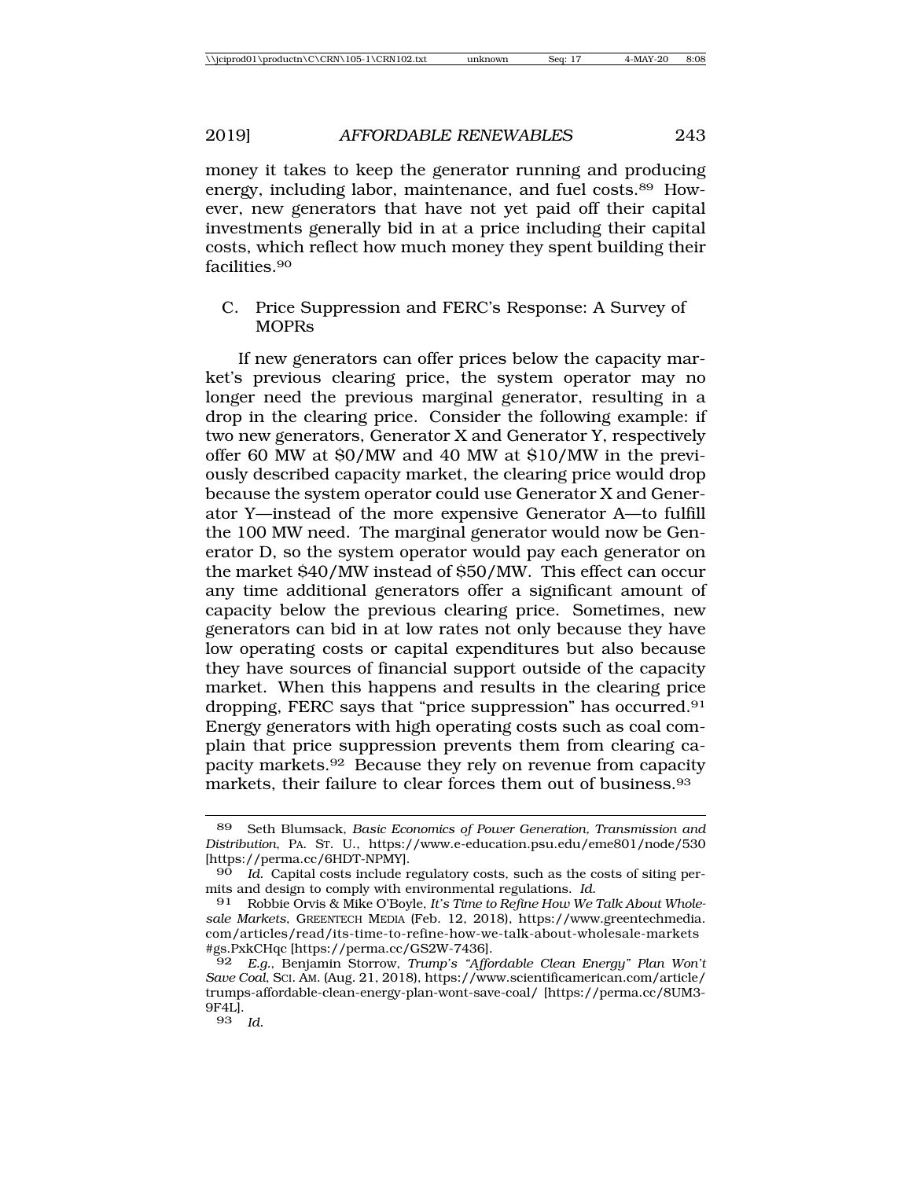money it takes to keep the generator running and producing energy, including labor, maintenance, and fuel costs.[89] However, new generators that have not yet paid off their capital investments generally bid in at a price including their capital costs, which reflect how much money they spent building their facilities.[90]

### C. Price Suppression and FERC's Response: A Survey of MOPRs

If new generators can offer prices below the capacity market's previous clearing price, the system operator may no longer need the previous marginal generator, resulting in a drop in the clearing price. Consider the following example: if two new generators, Generator X and Generator Y, respectively offer 60 MW at $0/MW and 40 MW at $10/MW in the previously described capacity market, the clearing price would drop because the system operator could use Generator X and Generator Y—instead of the more expensive Generator A—to fulfill the 100 MW need. The marginal generator would now be Generator D, so the system operator would pay each generator on the market $40/MW instead of $50/MW. This effect can occur any time additional generators offer a significant amount of capacity below the previous clearing price. Sometimes, new generators can bid in at low rates not only because they have low operating costs or capital expenditures but also because they have sources of financial support outside of the capacity market. When this happens and results in the clearing price dropping, FERC says that "price suppression" has occurred.[91] Energy generators with high operating costs such as coal complain that price suppression prevents them from clearing capacity markets.[92] Because they rely on revenue from capacity markets, their failure to clear forces them out of business.[93]

---

89 Seth Blumsack, *Basic Economics of Power Generation, Transmission and Distribution*, PA. ST. U., https://www.e-education.psu.edu/eme801/node/530 [https://perma.cc/6HDT-NPMY].

90 *Id.* Capital costs include regulatory costs, such as the costs of siting permits and design to comply with environmental regulations. *Id.*

91 Robbie Orvis & Mike O'Boyle, *It's Time to Refine How We Talk About Wholesale Markets*, GREENTECH MEDIA (Feb. 12, 2018), https://www.greentechmedia.com/articles/read/its-time-to-refine-how-we-talk-about-wholesale-markets #gs.PxkCHqc [https://perma.cc/GS2W-7436].

92 *E.g.*, Benjamin Storrow, *Trump's "Affordable Clean Energy" Plan Won't Save Coal*, SCI. AM. (Aug. 21, 2018), https://www.scientificamerican.com/article/trumps-affordable-clean-energy-plan-wont-save-coal/ [https://perma.cc/8UM3-9F4L].

93 *Id.*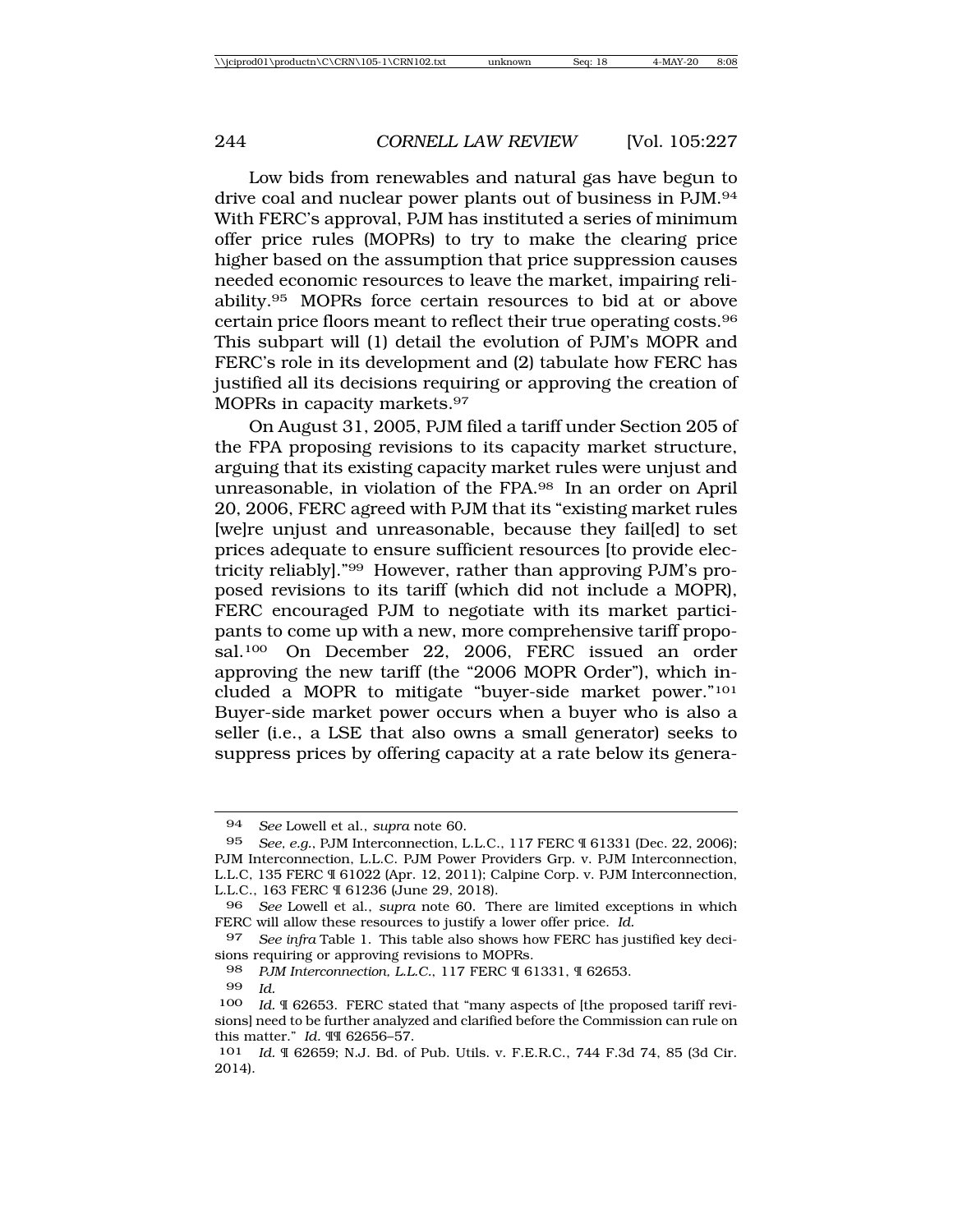Low bids from renewables and natural gas have begun to drive coal and nuclear power plants out of business in PJM.[94] With FERC's approval, PJM has instituted a series of minimum offer price rules (MOPRs) to try to make the clearing price higher based on the assumption that price suppression causes needed economic resources to leave the market, impairing reliability.[95] MOPRs force certain resources to bid at or above certain price floors meant to reflect their true operating costs.[96] This subpart will (1) detail the evolution of PJM's MOPR and FERC's role in its development and (2) tabulate how FERC has justified all its decisions requiring or approving the creation of MOPRs in capacity markets.[97]

On August 31, 2005, PJM filed a tariff under Section 205 of the FPA proposing revisions to its capacity market structure, arguing that its existing capacity market rules were unjust and unreasonable, in violation of the FPA.[98] In an order on April 20, 2006, FERC agreed with PJM that its "existing market rules [we]re unjust and unreasonable, because they fail[ed] to set prices adequate to ensure sufficient resources [to provide electricity reliably]."[99] However, rather than approving PJM's proposed revisions to its tariff (which did not include a MOPR), FERC encouraged PJM to negotiate with its market participants to come up with a new, more comprehensive tariff proposal.[100] On December 22, 2006, FERC issued an order approving the new tariff (the "2006 MOPR Order"), which included a MOPR to mitigate "buyer-side market power."[101] Buyer-side market power occurs when a buyer who is also a seller (i.e., a LSE that also owns a small generator) seeks to suppress prices by offering capacity at a rate below its genera-

---

94 *See* Lowell et al., *supra* note 60.

95 *See, e.g.*, PJM Interconnection, L.L.C., 117 FERC ¶ 61331 (Dec. 22, 2006); PJM Interconnection, L.L.C. PJM Power Providers Grp. v. PJM Interconnection, L.L.C, 135 FERC ¶ 61022 (Apr. 12, 2011); Calpine Corp. v. PJM Interconnection, L.L.C., 163 FERC ¶ 61236 (June 29, 2018).

96 *See* Lowell et al., *supra* note 60. There are limited exceptions in which FERC will allow these resources to justify a lower offer price. *Id.*

97 *See infra* Table 1. This table also shows how FERC has justified key decisions requiring or approving revisions to MOPRs.

98 *PJM Interconnection, L.L.C.*, 117 FERC ¶ 61331, ¶ 62653.

99 *Id.*

100 *Id.* ¶ 62653. FERC stated that "many aspects of [the proposed tariff revisions] need to be further analyzed and clarified before the Commission can rule on this matter." *Id.* ¶¶ 62656–57.

101 *Id.* ¶ 62659; N.J. Bd. of Pub. Utils. v. F.E.R.C., 744 F.3d 74, 85 (3d Cir. 2014).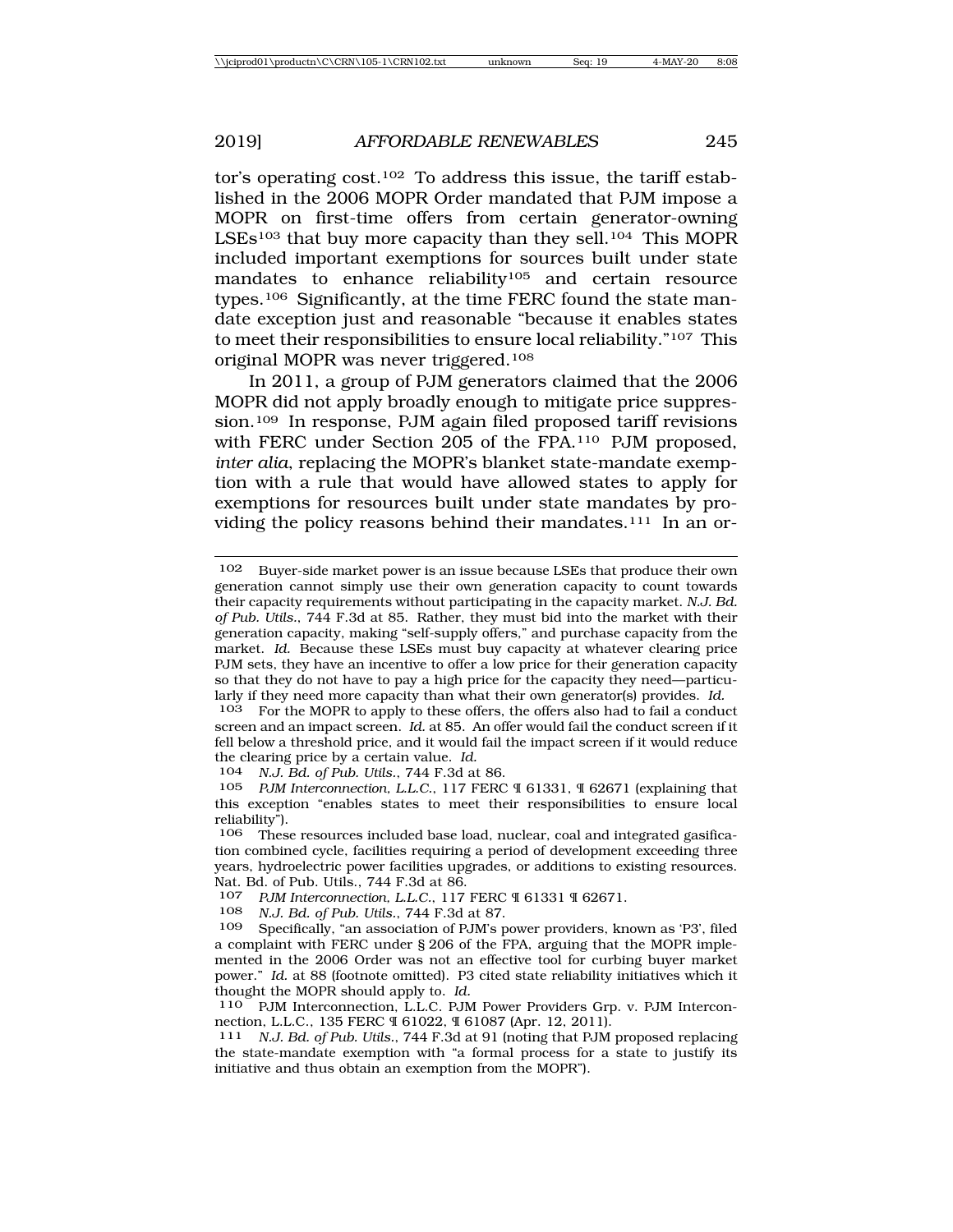tor's operating cost.[102] To address this issue, the tariff established in the 2006 MOPR Order mandated that PJM impose a MOPR on first-time offers from certain generator-owning LSEs[103] that buy more capacity than they sell.[104] This MOPR included important exemptions for sources built under state mandates to enhance reliability[105] and certain resource types.[106] Significantly, at the time FERC found the state mandate exception just and reasonable "because it enables states to meet their responsibilities to ensure local reliability."[107] This original MOPR was never triggered.[108]

In 2011, a group of PJM generators claimed that the 2006 MOPR did not apply broadly enough to mitigate price suppression.[109] In response, PJM again filed proposed tariff revisions with FERC under Section 205 of the FPA.[110] PJM proposed, *inter alia*, replacing the MOPR's blanket state-mandate exemption with a rule that would have allowed states to apply for exemptions for resources built under state mandates by providing the policy reasons behind their mandates.[111] In an or-

---

102 Buyer-side market power is an issue because LSEs that produce their own generation cannot simply use their own generation capacity to count towards their capacity requirements without participating in the capacity market. *N.J. Bd. of Pub. Utils.*, 744 F.3d at 85. Rather, they must bid into the market with their generation capacity, making "self-supply offers," and purchase capacity from the market. *Id.* Because these LSEs must buy capacity at whatever clearing price PJM sets, they have an incentive to offer a low price for their generation capacity so that they do not have to pay a high price for the capacity they need—particularly if they need more capacity than what their own generator(s) provides. *Id.*

103 For the MOPR to apply to these offers, the offers also had to fail a conduct screen and an impact screen. *Id.* at 85. An offer would fail the conduct screen if it fell below a threshold price, and it would fail the impact screen if it would reduce the clearing price by a certain value. *Id.*

104 *N.J. Bd. of Pub. Utils.*, 744 F.3d at 86.

105 *PJM Interconnection, L.L.C.*, 117 FERC ¶ 61331, ¶ 62671 (explaining that this exception "enables states to meet their responsibilities to ensure local reliability").

106 These resources included base load, nuclear, coal and integrated gasification combined cycle, facilities requiring a period of development exceeding three years, hydroelectric power facilities upgrades, or additions to existing resources. Nat. Bd. of Pub. Utils., 744 F.3d at 86.

107 *PJM Interconnection, L.L.C.*, 117 FERC ¶ 61331 ¶ 62671.

108 *N.J. Bd. of Pub. Utils.*, 744 F.3d at 87.

109 Specifically, "an association of PJM's power providers, known as 'P3', filed a complaint with FERC under § 206 of the FPA, arguing that the MOPR implemented in the 2006 Order was not an effective tool for curbing buyer market power." *Id.* at 88 (footnote omitted). P3 cited state reliability initiatives which it thought the MOPR should apply to. *Id.*

110 PJM Interconnection, L.L.C. PJM Power Providers Grp. v. PJM Interconnection, L.L.C., 135 FERC ¶ 61022, ¶ 61087 (Apr. 12, 2011).

111 *N.J. Bd. of Pub. Utils.*, 744 F.3d at 91 (noting that PJM proposed replacing the state-mandate exemption with "a formal process for a state to justify its initiative and thus obtain an exemption from the MOPR").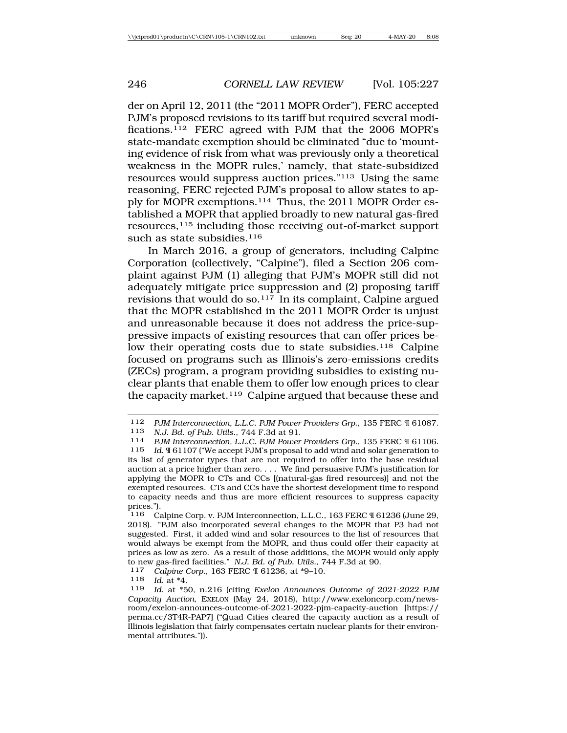der on April 12, 2011 (the "2011 MOPR Order"), FERC accepted PJM's proposed revisions to its tariff but required several modifications.[112] FERC agreed with PJM that the 2006 MOPR's state-mandate exemption should be eliminated "due to 'mounting evidence of risk from what was previously only a theoretical weakness in the MOPR rules,' namely, that state-subsidized resources would suppress auction prices."[113] Using the same reasoning, FERC rejected PJM's proposal to allow states to apply for MOPR exemptions.[114] Thus, the 2011 MOPR Order established a MOPR that applied broadly to new natural gas-fired resources,[115] including those receiving out-of-market support such as state subsidies.[116]

In March 2016, a group of generators, including Calpine Corporation (collectively, "Calpine"), filed a Section 206 complaint against PJM (1) alleging that PJM's MOPR still did not adequately mitigate price suppression and (2) proposing tariff revisions that would do so.[117] In its complaint, Calpine argued that the MOPR established in the 2011 MOPR Order is unjust and unreasonable because it does not address the price-suppressive impacts of existing resources that can offer prices below their operating costs due to state subsidies.[118] Calpine focused on programs such as Illinois's zero-emissions credits (ZECs) program, a program providing subsidies to existing nuclear plants that enable them to offer low enough prices to clear the capacity market.[119] Calpine argued that because these and

---

112 *PJM Interconnection, L.L.C. PJM Power Providers Grp.*, 135 FERC ¶ 61087.

113 *N.J. Bd. of Pub. Utils.*, 744 F.3d at 91.

114 *PJM Interconnection, L.L.C. PJM Power Providers Grp.*, 135 FERC ¶ 61106.

115 *Id.* ¶ 61107 ("We accept PJM's proposal to add wind and solar generation to its list of generator types that are not required to offer into the base residual auction at a price higher than zero. . . . We find persuasive PJM's justification for applying the MOPR to CTs and CCs [(natural-gas fired resources)] and not the exempted resources. CTs and CCs have the shortest development time to respond to capacity needs and thus are more efficient resources to suppress capacity prices.").

116 Calpine Corp. v. PJM Interconnection, L.L.C., 163 FERC ¶ 61236 (June 29, 2018). "PJM also incorporated several changes to the MOPR that P3 had not suggested. First, it added wind and solar resources to the list of resources that would always be exempt from the MOPR, and thus could offer their capacity at prices as low as zero. As a result of those additions, the MOPR would only apply to new gas-fired facilities." *N.J. Bd. of Pub. Utils.*, 744 F.3d at 90.

117 *Calpine Corp.*, 163 FERC ¶ 61236, at *9–10.

118 *Id.* at *4.

119 *Id.* at *50, n.216 (citing *Exelon Announces Outcome of 2021-2022 PJM Capacity Auction*, EXELON (May 24, 2018), http://www.exeloncorp.com/newsroom/exelon-announces-outcome-of-2021-2022-pjm-capacity-auction [https://perma.cc/3T4R-PAP7] ("Quad Cities cleared the capacity auction as a result of Illinois legislation that fairly compensates certain nuclear plants for their environmental attributes.")).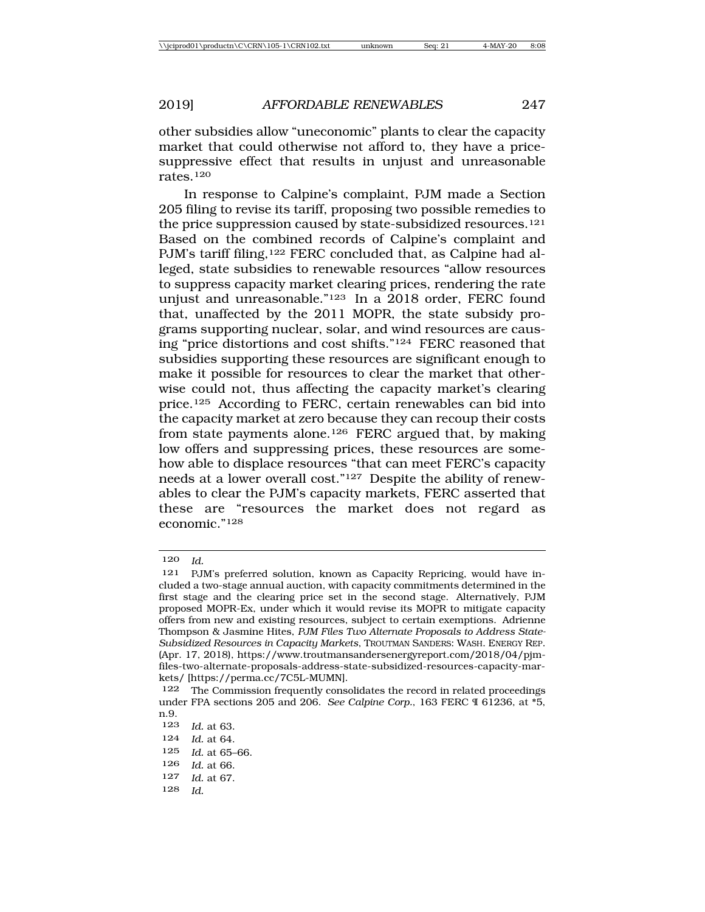other subsidies allow "uneconomic" plants to clear the capacity market that could otherwise not afford to, they have a price-suppressive effect that results in unjust and unreasonable rates.[120]

In response to Calpine's complaint, PJM made a Section 205 filing to revise its tariff, proposing two possible remedies to the price suppression caused by state-subsidized resources.[121] Based on the combined records of Calpine's complaint and PJM's tariff filing,[122] FERC concluded that, as Calpine had alleged, state subsidies to renewable resources "allow resources to suppress capacity market clearing prices, rendering the rate unjust and unreasonable."[123] In a 2018 order, FERC found that, unaffected by the 2011 MOPR, the state subsidy programs supporting nuclear, solar, and wind resources are causing "price distortions and cost shifts."[124] FERC reasoned that subsidies supporting these resources are significant enough to make it possible for resources to clear the market that otherwise could not, thus affecting the capacity market's clearing price.[125] According to FERC, certain renewables can bid into the capacity market at zero because they can recoup their costs from state payments alone.[126] FERC argued that, by making low offers and suppressing prices, these resources are somehow able to displace resources "that can meet FERC's capacity needs at a lower overall cost."[127] Despite the ability of renewables to clear the PJM's capacity markets, FERC asserted that these are "resources the market does not regard as economic."[128]

---

[120] *Id.*

[121] PJM's preferred solution, known as Capacity Repricing, would have included a two-stage annual auction, with capacity commitments determined in the first stage and the clearing price set in the second stage. Alternatively, PJM proposed MOPR-Ex, under which it would revise its MOPR to mitigate capacity offers from new and existing resources, subject to certain exemptions. Adrienne Thompson & Jasmine Hites, *PJM Files Two Alternate Proposals to Address State-Subsidized Resources in Capacity Markets*, TROUTMAN SANDERS: WASH. ENERGY REP. (Apr. 17, 2018), https://www.troutmansandersenergyreport.com/2018/04/pjm-files-two-alternate-proposals-address-state-subsidized-resources-capacity-markets/ [https://perma.cc/7C5L-MUMN].

[122] The Commission frequently consolidates the record in related proceedings under FPA sections 205 and 206. *See Calpine Corp.*, 163 FERC ¶ 61236, at *5, n.9.

[123] *Id.* at 63.

[124] *Id.* at 64.

[125] *Id.* at 65–66.

[126] *Id.* at 66.

[127] *Id.* at 67.

[128] *Id.*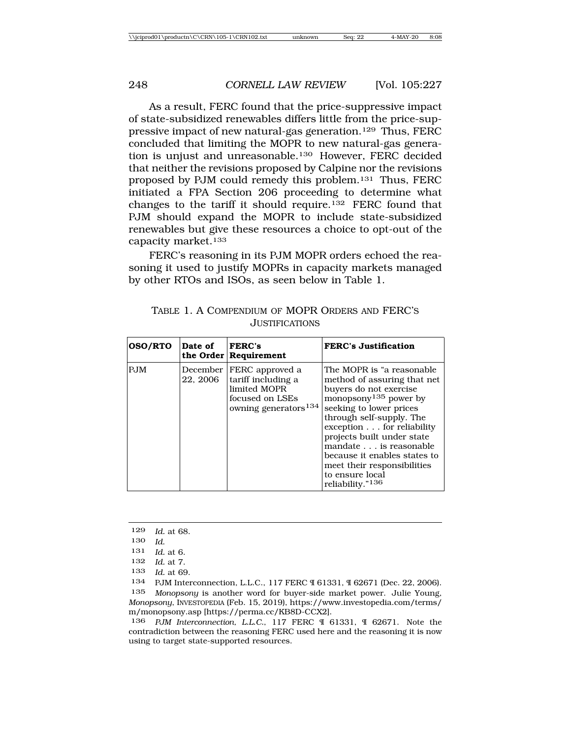As a result, FERC found that the price-suppressive impact of state-subsidized renewables differs little from the price-suppressive impact of new natural-gas generation.[129] Thus, FERC concluded that limiting the MOPR to new natural-gas generation is unjust and unreasonable.[130] However, FERC decided that neither the revisions proposed by Calpine nor the revisions proposed by PJM could remedy this problem.[131] Thus, FERC initiated a FPA Section 206 proceeding to determine what changes to the tariff it should require.[132] FERC found that PJM should expand the MOPR to include state-subsidized renewables but give these resources a choice to opt-out of the capacity market.[133]

FERC's reasoning in its PJM MOPR orders echoed the reasoning it used to justify MOPRs in capacity markets managed by other RTOs and ISOs, as seen below in Table 1.

TABLE 1. A COMPENDIUM OF MOPR ORDERS AND FERC'S JUSTIFICATIONS

| OSO/RTO | Date of the Order | FERC's Requirement | FERC's Justification |
|---|---|---|---|
| PJM | December 22, 2006 | FERC approved a tariff including a limited MOPR focused on LSEs owning generators[134] | The MOPR is "a reasonable method of assuring that net buyers do not exercise monopsony[135] power by seeking to lower prices through self-supply. The exception . . . for reliability projects built under state mandate . . . is reasonable because it enables states to meet their responsibilities to ensure local reliability."[136] |

---

129 *Id.* at 68.

130 *Id.*

131 *Id.* at 6.

132 *Id.* at 7.

133 *Id.* at 69.

134 PJM Interconnection, L.L.C., 117 FERC ¶ 61331, ¶ 62671 (Dec. 22, 2006).

135 *Monopsony* is another word for buyer-side market power. Julie Young, *Monopsony*, INVESTOPEDIA (Feb. 15, 2019), https://www.investopedia.com/terms/m/monopsony.asp [https://perma.cc/KB8D-CCX2].

136 *PJM Interconnection, L.L.C.*, 117 FERC ¶ 61331, ¶ 62671. Note the contradiction between the reasoning FERC used here and the reasoning it is now using to target state-supported resources.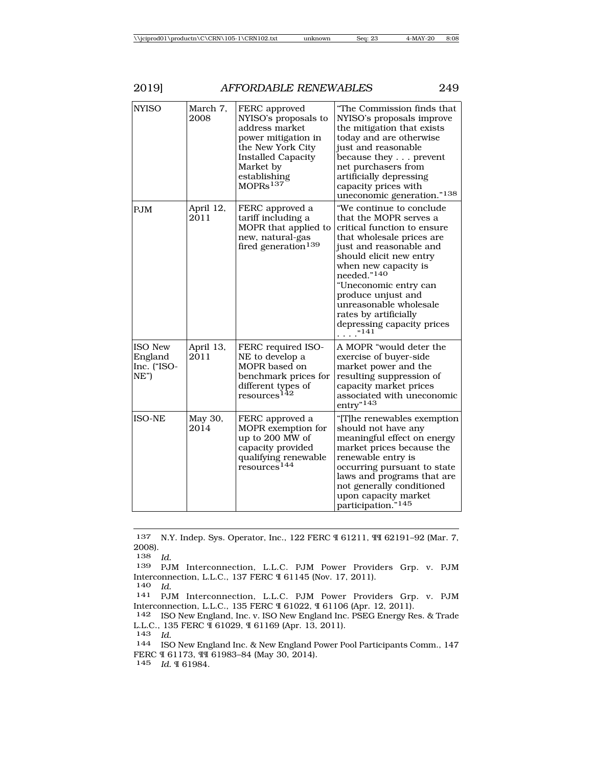| NYISO | March 7, 2008 | FERC approved NYISO's proposals to address market power mitigation in the New York City Installed Capacity Market by establishing MOPRs[137] | "The Commission finds that NYISO's proposals improve the mitigation that exists today and are otherwise just and reasonable because they . . . prevent net purchasers from artificially depressing capacity prices with uneconomic generation."[138] |
|---|---|---|---|
| PJM | April 12, 2011 | FERC approved a tariff including a MOPR that applied to new, natural-gas fired generation[139] | "We continue to conclude that the MOPR serves a critical function to ensure that wholesale prices are just and reasonable and should elicit new entry when new capacity is needed."[140] "Uneconomic entry can produce unjust and unreasonable wholesale rates by artificially depressing capacity prices . . . ."[141] |
| ISO New England Inc. ("ISO-NE") | April 13, 2011 | FERC required ISO-NE to develop a MOPR based on benchmark prices for different types of resources[142] | A MOPR "would deter the exercise of buyer-side market power and the resulting suppression of capacity market prices associated with uneconomic entry"[143] |
| ISO-NE | May 30, 2014 | FERC approved a MOPR exemption for up to 200 MW of capacity provided qualifying renewable resources[144] | "[T]he renewables exemption should not have any meaningful effect on energy market prices because the renewable entry is occurring pursuant to state laws and programs that are not generally conditioned upon capacity market participation."[145] |

---

137 N.Y. Indep. Sys. Operator, Inc., 122 FERC ¶ 61211, ¶¶ 62191–92 (Mar. 7, 2008).

138 *Id.*

139 PJM Interconnection, L.L.C. PJM Power Providers Grp. v. PJM Interconnection, L.L.C., 137 FERC ¶ 61145 (Nov. 17, 2011).

140 *Id.*

141 PJM Interconnection, L.L.C. PJM Power Providers Grp. v. PJM Interconnection, L.L.C., 135 FERC ¶ 61022, ¶ 61106 (Apr. 12, 2011).

142 ISO New England, Inc. v. ISO New England Inc. PSEG Energy Res. & Trade L.L.C., 135 FERC ¶ 61029, ¶ 61169 (Apr. 13, 2011).

143 *Id.*

144 ISO New England Inc. & New England Power Pool Participants Comm., 147 FERC ¶ 61173, ¶¶ 61983–84 (May 30, 2014).

145 *Id.* ¶ 61984.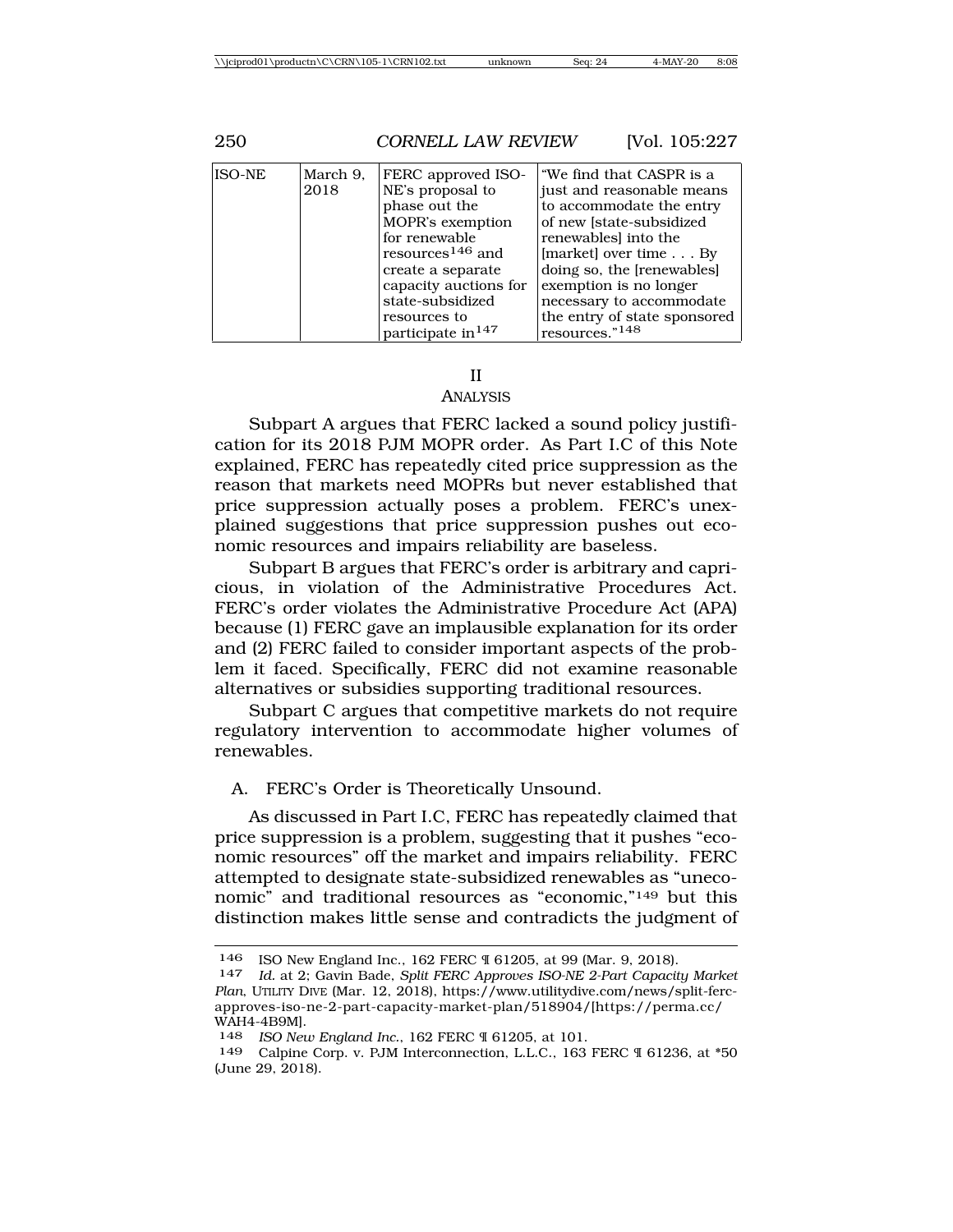| ISO-NE | March 9, 2018 | FERC approved ISO-NE's proposal to phase out the MOPR's exemption for renewable resources[146] and create a separate capacity auctions for state-subsidized resources to participate in[147] | "We find that CASPR is a just and reasonable means to accommodate the entry of new [state-subsidized renewables] into the [market] over time . . . By doing so, the [renewables] exemption is no longer necessary to accommodate the entry of state sponsored resources."[148] |
|---|---|---|---|

## II
## ANALYSIS

Subpart A argues that FERC lacked a sound policy justification for its 2018 PJM MOPR order. As Part I.C of this Note explained, FERC has repeatedly cited price suppression as the reason that markets need MOPRs but never established that price suppression actually poses a problem. FERC's unexplained suggestions that price suppression pushes out economic resources and impairs reliability are baseless.

Subpart B argues that FERC's order is arbitrary and capricious, in violation of the Administrative Procedures Act. FERC's order violates the Administrative Procedure Act (APA) because (1) FERC gave an implausible explanation for its order and (2) FERC failed to consider important aspects of the problem it faced. Specifically, FERC did not examine reasonable alternatives or subsidies supporting traditional resources.

Subpart C argues that competitive markets do not require regulatory intervention to accommodate higher volumes of renewables.

### A. FERC's Order is Theoretically Unsound.

As discussed in Part I.C, FERC has repeatedly claimed that price suppression is a problem, suggesting that it pushes "economic resources" off the market and impairs reliability. FERC attempted to designate state-subsidized renewables as "uneconomic" and traditional resources as "economic,"[149] but this distinction makes little sense and contradicts the judgment of

---

146 ISO New England Inc., 162 FERC ¶ 61205, at 99 (Mar. 9, 2018).

147 *Id.* at 2; Gavin Bade, *Split FERC Approves ISO-NE 2-Part Capacity Market Plan*, UTILITY DIVE (Mar. 12, 2018), https://www.utilitydive.com/news/split-ferc-approves-iso-ne-2-part-capacity-market-plan/518904/[https://perma.cc/WAH4-4B9M].

148 *ISO New England Inc.*, 162 FERC ¶ 61205, at 101.

149 Calpine Corp. v. PJM Interconnection, L.L.C., 163 FERC ¶ 61236, at *50 (June 29, 2018).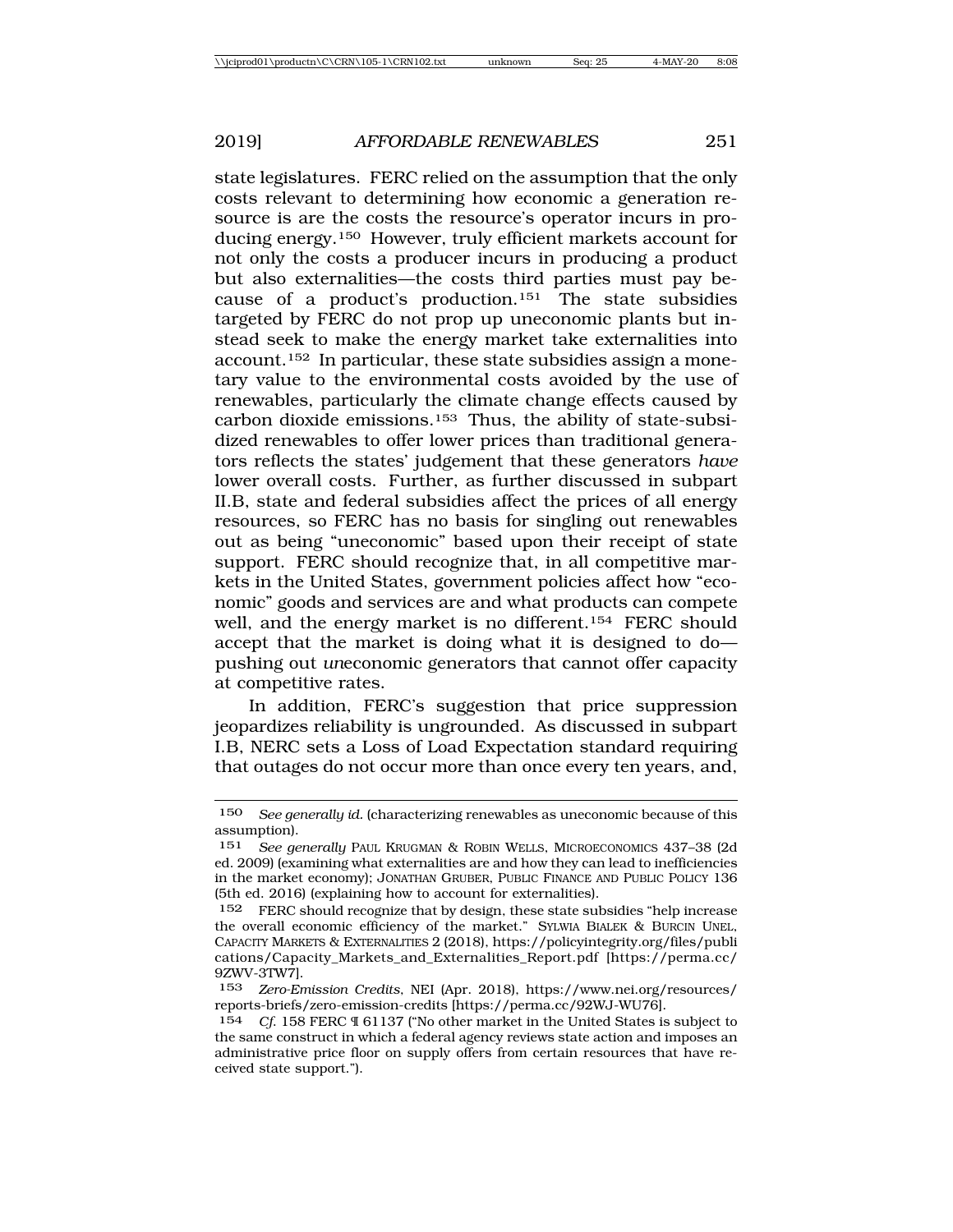state legislatures. FERC relied on the assumption that the only costs relevant to determining how economic a generation resource is are the costs the resource's operator incurs in producing energy.[150] However, truly efficient markets account for not only the costs a producer incurs in producing a product but also externalities—the costs third parties must pay because of a product's production.[151] The state subsidies targeted by FERC do not prop up uneconomic plants but instead seek to make the energy market take externalities into account.[152] In particular, these state subsidies assign a monetary value to the environmental costs avoided by the use of renewables, particularly the climate change effects caused by carbon dioxide emissions.[153] Thus, the ability of state-subsidized renewables to offer lower prices than traditional generators reflects the states' judgement that these generators *have* lower overall costs. Further, as further discussed in subpart II.B, state and federal subsidies affect the prices of all energy resources, so FERC has no basis for singling out renewables out as being "uneconomic" based upon their receipt of state support. FERC should recognize that, in all competitive markets in the United States, government policies affect how "economic" goods and services are and what products can compete well, and the energy market is no different.[154] FERC should accept that the market is doing what it is designed to do—pushing out *un*economic generators that cannot offer capacity at competitive rates.

In addition, FERC's suggestion that price suppression jeopardizes reliability is ungrounded. As discussed in subpart I.B, NERC sets a Loss of Load Expectation standard requiring that outages do not occur more than once every ten years, and,

---

150 *See generally id.* (characterizing renewables as uneconomic because of this assumption).

151 *See generally* PAUL KRUGMAN & ROBIN WELLS, MICROECONOMICS 437–38 (2d ed. 2009) (examining what externalities are and how they can lead to inefficiencies in the market economy); JONATHAN GRUBER, PUBLIC FINANCE AND PUBLIC POLICY 136 (5th ed. 2016) (explaining how to account for externalities).

152 FERC should recognize that by design, these state subsidies "help increase the overall economic efficiency of the market." SYLWIA BIALEK & BURCIN UNEL, CAPACITY MARKETS & EXTERNALITIES 2 (2018), https://policyintegrity.org/files/publications/Capacity_Markets_and_Externalities_Report.pdf [https://perma.cc/9ZWV-3TW7].

153 *Zero-Emission Credits*, NEI (Apr. 2018), https://www.nei.org/resources/reports-briefs/zero-emission-credits [https://perma.cc/92WJ-WU76].

154 *Cf.* 158 FERC ¶ 61137 ("No other market in the United States is subject to the same construct in which a federal agency reviews state action and imposes an administrative price floor on supply offers from certain resources that have received state support.").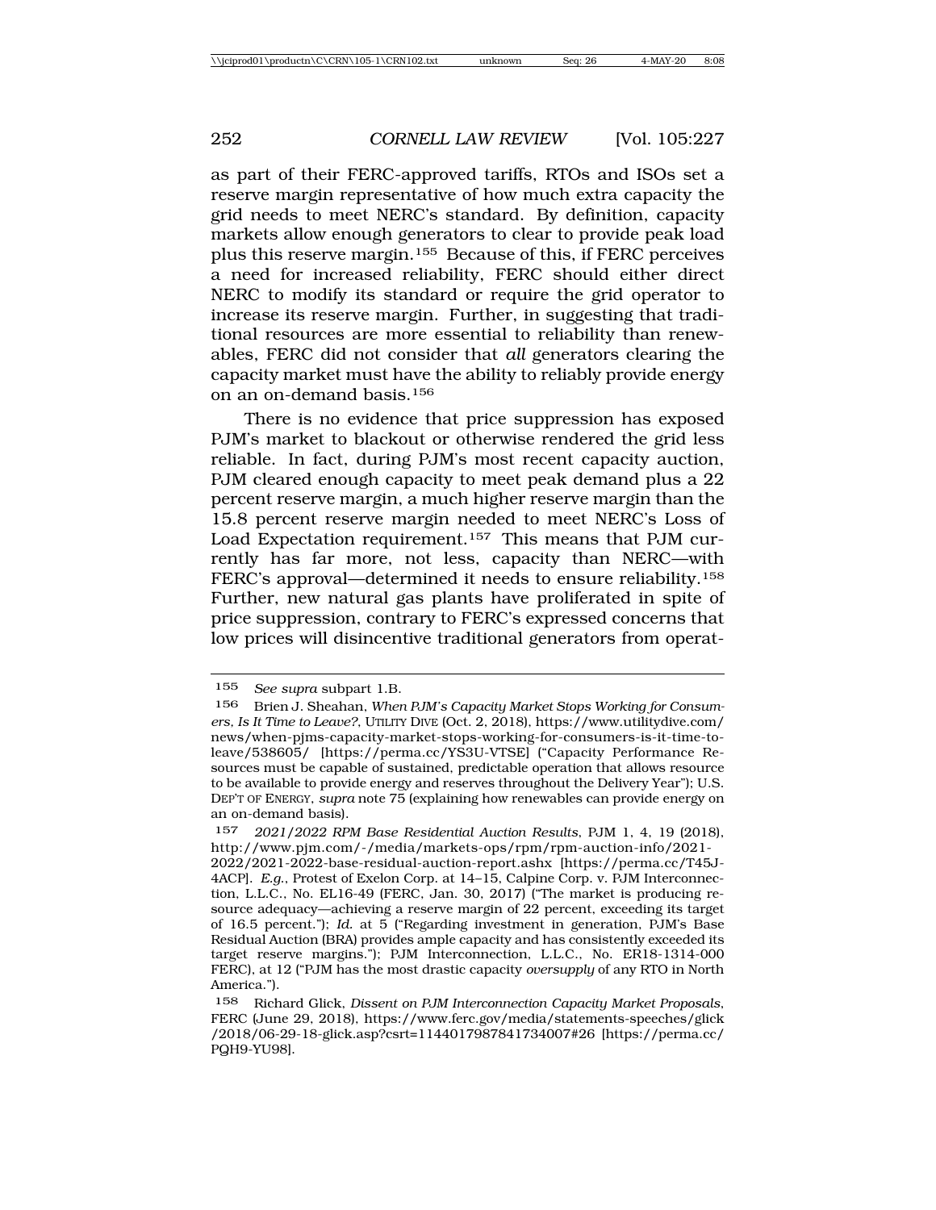as part of their FERC-approved tariffs, RTOs and ISOs set a reserve margin representative of how much extra capacity the grid needs to meet NERC's standard. By definition, capacity markets allow enough generators to clear to provide peak load plus this reserve margin.[155] Because of this, if FERC perceives a need for increased reliability, FERC should either direct NERC to modify its standard or require the grid operator to increase its reserve margin. Further, in suggesting that traditional resources are more essential to reliability than renewables, FERC did not consider that *all* generators clearing the capacity market must have the ability to reliably provide energy on an on-demand basis.[156]

There is no evidence that price suppression has exposed PJM's market to blackout or otherwise rendered the grid less reliable. In fact, during PJM's most recent capacity auction, PJM cleared enough capacity to meet peak demand plus a 22 percent reserve margin, a much higher reserve margin than the 15.8 percent reserve margin needed to meet NERC's Loss of Load Expectation requirement.[157] This means that PJM currently has far more, not less, capacity than NERC—with FERC's approval—determined it needs to ensure reliability.[158] Further, new natural gas plants have proliferated in spite of price suppression, contrary to FERC's expressed concerns that low prices will disincentive traditional generators from operat-

---

155 *See supra* subpart 1.B.

156 Brien J. Sheahan, *When PJM's Capacity Market Stops Working for Consumers, Is It Time to Leave?*, UTILITY DIVE (Oct. 2, 2018), https://www.utilitydive.com/news/when-pjms-capacity-market-stops-working-for-consumers-is-it-time-to-leave/538605/ [https://perma.cc/YS3U-VTSE] ("Capacity Performance Resources must be capable of sustained, predictable operation that allows resource to be available to provide energy and reserves throughout the Delivery Year"); U.S. DEP'T OF ENERGY, *supra* note 75 (explaining how renewables can provide energy on an on-demand basis).

157 *2021/2022 RPM Base Residential Auction Results*, PJM 1, 4, 19 (2018), http://www.pjm.com/-/media/markets-ops/rpm/rpm-auction-info/2021-2022/2021-2022-base-residual-auction-report.ashx [https://perma.cc/T45J-4ACP]. *E.g.*, Protest of Exelon Corp. at 14–15, Calpine Corp. v. PJM Interconnection, L.L.C., No. EL16-49 (FERC, Jan. 30, 2017) ("The market is producing resource adequacy—achieving a reserve margin of 22 percent, exceeding its target of 16.5 percent."); *Id.* at 5 ("Regarding investment in generation, PJM's Base Residual Auction (BRA) provides ample capacity and has consistently exceeded its target reserve margins."); PJM Interconnection, L.L.C., No. ER18-1314-000 FERC), at 12 ("PJM has the most drastic capacity *oversupply* of any RTO in North America.").

158 Richard Glick, *Dissent on PJM Interconnection Capacity Market Proposals*, FERC (June 29, 2018), https://www.ferc.gov/media/statements-speeches/glick/2018/06-29-18-glick.asp?csrt=1144017987841734007#26 [https://perma.cc/PQH9-YU98].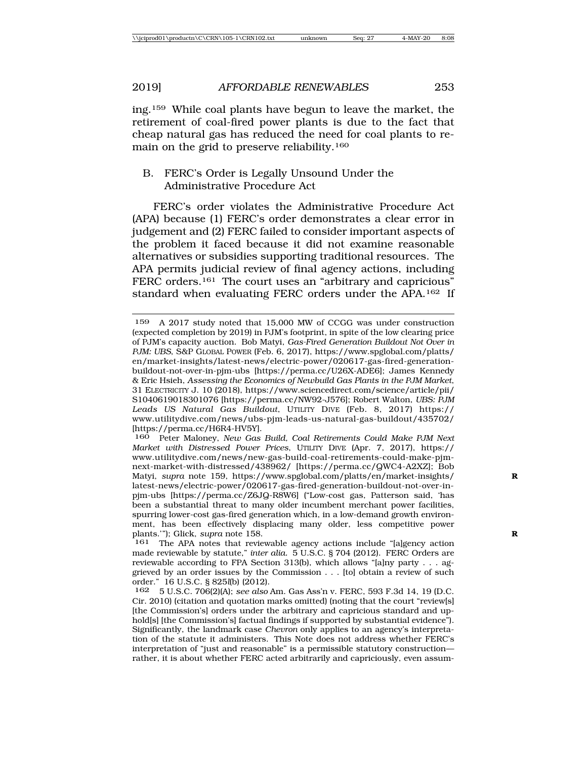ing.[159] While coal plants have begun to leave the market, the retirement of coal-fired power plants is due to the fact that cheap natural gas has reduced the need for coal plants to remain on the grid to preserve reliability.[160]

## B. FERC's Order is Legally Unsound Under the Administrative Procedure Act

FERC's order violates the Administrative Procedure Act (APA) because (1) FERC's order demonstrates a clear error in judgement and (2) FERC failed to consider important aspects of the problem it faced because it did not examine reasonable alternatives or subsidies supporting traditional resources. The APA permits judicial review of final agency actions, including FERC orders.[161] The court uses an "arbitrary and capricious" standard when evaluating FERC orders under the APA.[162] If

---

159 A 2017 study noted that 15,000 MW of CCGG was under construction (expected completion by 2019) in PJM's footprint, in spite of the low clearing price of PJM's capacity auction. Bob Matyi, *Gas-Fired Generation Buildout Not Over in PJM: UBS*, S&P GLOBAL POWER (Feb. 6, 2017), https://www.spglobal.com/platts/en/market-insights/latest-news/electric-power/020617-gas-fired-generation-buildout-not-over-in-pjm-ubs [https://perma.cc/U26X-ADE6]; James Kennedy & Eric Hsieh, *Assessing the Economics of Newbuild Gas Plants in the PJM Market*, 31 ELECTRICITY J. 10 (2018), https://www.sciencedirect.com/science/article/pii/S1040619018301076 [https://perma.cc/NW92-J576]; Robert Walton, *UBS: PJM Leads US Natural Gas Buildout*, UTILITY DIVE (Feb. 8, 2017) https://www.utilitydive.com/news/ubs-pjm-leads-us-natural-gas-buildout/435702/ [https://perma.cc/H6R4-HV5Y].

160 Peter Maloney, *New Gas Build, Coal Retirements Could Make PJM Next Market with Distressed Power Prices*, UTILITY DIVE (Apr. 7, 2017), https://www.utilitydive.com/news/new-gas-build-coal-retirements-could-make-pjm-next-market-with-distressed/438962/ [https://perma.cc/QWC4-A2XZ]; Bob Matyi, *supra* note 159, https://www.spglobal.com/platts/en/market-insights/latest-news/electric-power/020617-gas-fired-generation-buildout-not-over-in-pjm-ubs [https://perma.cc/Z6JQ-R8W6] ("Low-cost gas, Patterson said, 'has been a substantial threat to many older incumbent merchant power facilities, spurring lower-cost gas-fired generation which, in a low-demand growth environment, has been effectively displacing many older, less competitive power plants.'"); Glick, *supra* note 158.

161 The APA notes that reviewable agency actions include "[a]gency action made reviewable by statute," *inter alia.* 5 U.S.C. § 704 (2012). FERC Orders are reviewable according to FPA Section 313(b), which allows "[a]ny party . . . aggrieved by an order issues by the Commission . . . [to] obtain a review of such order." 16 U.S.C. § 825*l*(b) (2012).

162 5 U.S.C. 706(2)(A); *see also* Am. Gas Ass'n v. FERC, 593 F.3d 14, 19 (D.C. Cir. 2010) (citation and quotation marks omitted) (noting that the court "review[s] [the Commission's] orders under the arbitrary and capricious standard and uphold[s] [the Commission's] factual findings if supported by substantial evidence"). Significantly, the landmark case *Chevron* only applies to an agency's interpretation of the statute it administers. This Note does not address whether FERC's interpretation of "just and reasonable" is a permissible statutory construction—rather, it is about whether FERC acted arbitrarily and capriciously, even assum-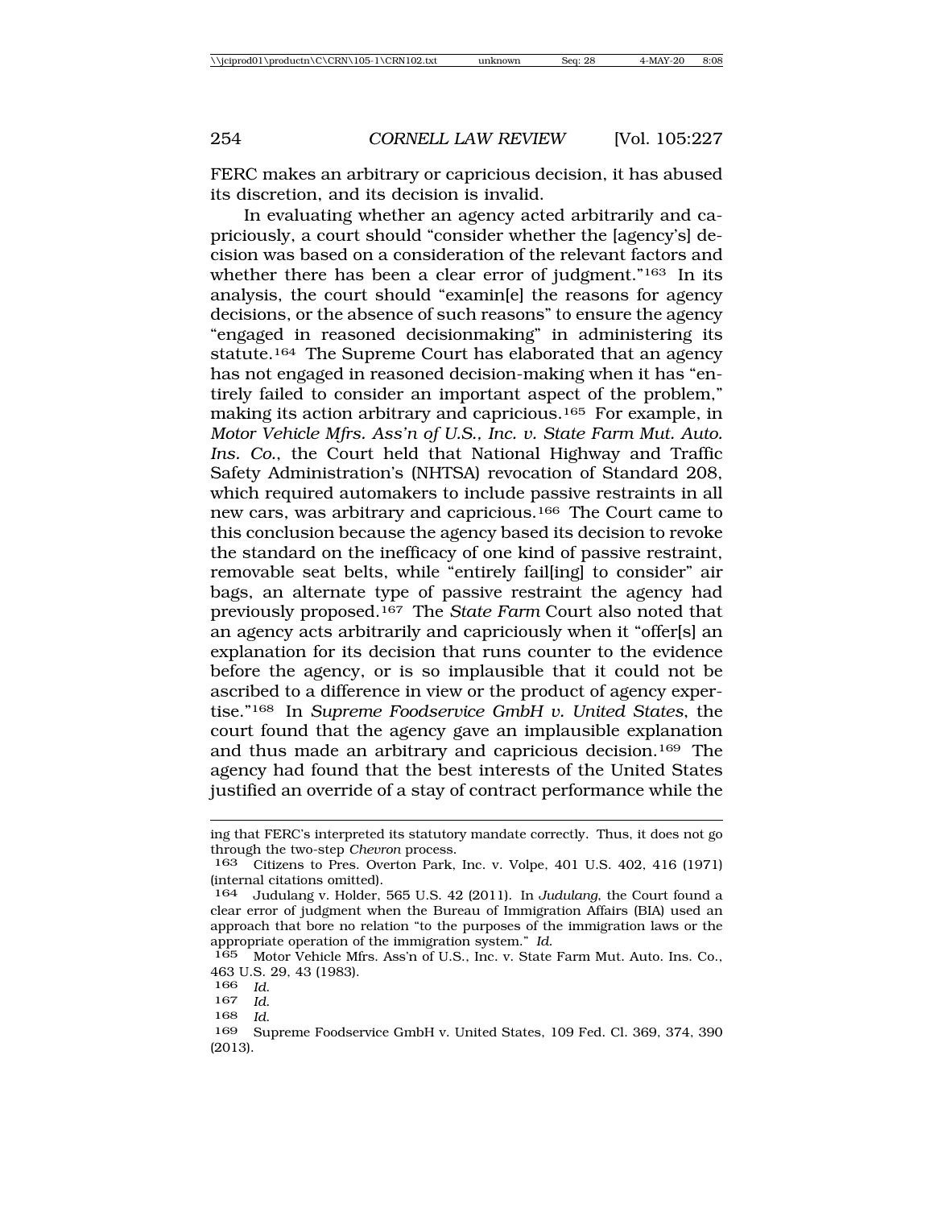FERC makes an arbitrary or capricious decision, it has abused its discretion, and its decision is invalid.

In evaluating whether an agency acted arbitrarily and capriciously, a court should "consider whether the [agency's] decision was based on a consideration of the relevant factors and whether there has been a clear error of judgment."[163] In its analysis, the court should "examin[e] the reasons for agency decisions, or the absence of such reasons" to ensure the agency "engaged in reasoned decisionmaking" in administering its statute.[164] The Supreme Court has elaborated that an agency has not engaged in reasoned decision-making when it has "entirely failed to consider an important aspect of the problem," making its action arbitrary and capricious.[165] For example, in *Motor Vehicle Mfrs. Ass'n of U.S., Inc. v. State Farm Mut. Auto. Ins. Co.*, the Court held that National Highway and Traffic Safety Administration's (NHTSA) revocation of Standard 208, which required automakers to include passive restraints in all new cars, was arbitrary and capricious.[166] The Court came to this conclusion because the agency based its decision to revoke the standard on the inefficacy of one kind of passive restraint, removable seat belts, while "entirely fail[ing] to consider" air bags, an alternate type of passive restraint the agency had previously proposed.[167] The *State Farm* Court also noted that an agency acts arbitrarily and capriciously when it "offer[s] an explanation for its decision that runs counter to the evidence before the agency, or is so implausible that it could not be ascribed to a difference in view or the product of agency expertise."[168] In *Supreme Foodservice GmbH v. United States*, the court found that the agency gave an implausible explanation and thus made an arbitrary and capricious decision.[169] The agency had found that the best interests of the United States justified an override of a stay of contract performance while the

---

ing that FERC's interpreted its statutory mandate correctly. Thus, it does not go through the two-step *Chevron* process.

163 Citizens to Pres. Overton Park, Inc. v. Volpe, 401 U.S. 402, 416 (1971) (internal citations omitted).

164 Judulang v. Holder, 565 U.S. 42 (2011). In *Judulang*, the Court found a clear error of judgment when the Bureau of Immigration Affairs (BIA) used an approach that bore no relation "to the purposes of the immigration laws or the appropriate operation of the immigration system." *Id.*

165 Motor Vehicle Mfrs. Ass'n of U.S., Inc. v. State Farm Mut. Auto. Ins. Co., 463 U.S. 29, 43 (1983).

166 *Id.*

167 *Id.*

168 *Id.*

169 Supreme Foodservice GmbH v. United States, 109 Fed. Cl. 369, 374, 390 (2013).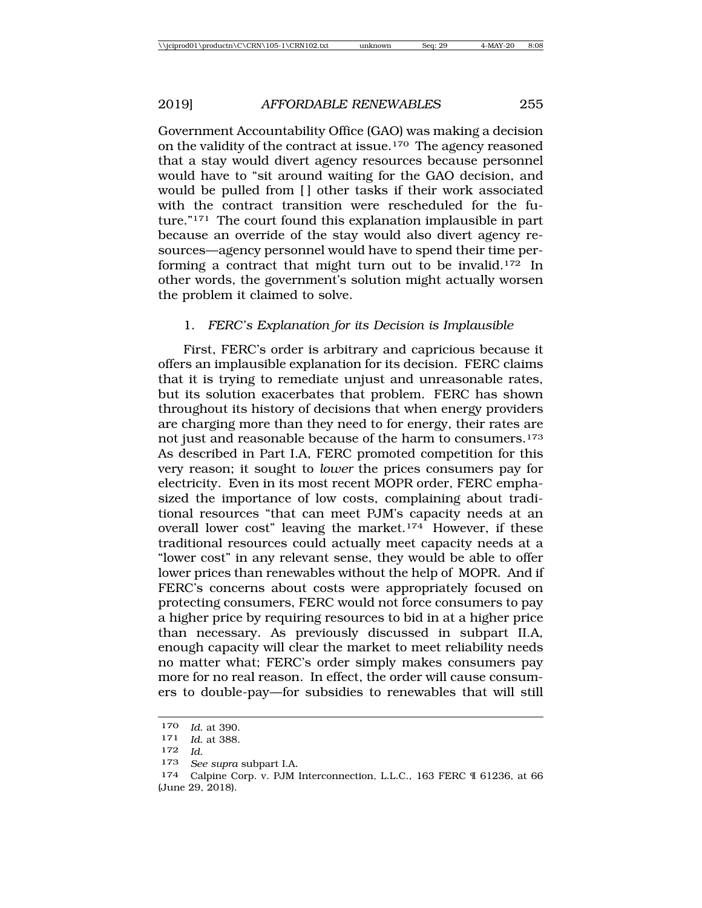Government Accountability Office (GAO) was making a decision on the validity of the contract at issue.[170] The agency reasoned that a stay would divert agency resources because personnel would have to "sit around waiting for the GAO decision, and would be pulled from [] other tasks if their work associated with the contract transition were rescheduled for the future."[171] The court found this explanation implausible in part because an override of the stay would also divert agency resources—agency personnel would have to spend their time performing a contract that might turn out to be invalid.[172] In other words, the government's solution might actually worsen the problem it claimed to solve.

### 1. *FERC's Explanation for its Decision is Implausible*

First, FERC's order is arbitrary and capricious because it offers an implausible explanation for its decision. FERC claims that it is trying to remediate unjust and unreasonable rates, but its solution exacerbates that problem. FERC has shown throughout its history of decisions that when energy providers are charging more than they need to for energy, their rates are not just and reasonable because of the harm to consumers.[173] As described in Part I.A, FERC promoted competition for this very reason; it sought to *lower* the prices consumers pay for electricity. Even in its most recent MOPR order, FERC emphasized the importance of low costs, complaining about traditional resources "that can meet PJM's capacity needs at an overall lower cost" leaving the market.[174] However, if these traditional resources could actually meet capacity needs at a "lower cost" in any relevant sense, they would be able to offer lower prices than renewables without the help of MOPR. And if FERC's concerns about costs were appropriately focused on protecting consumers, FERC would not force consumers to pay a higher price by requiring resources to bid in at a higher price than necessary. As previously discussed in subpart II.A, enough capacity will clear the market to meet reliability needs no matter what; FERC's order simply makes consumers pay more for no real reason. In effect, the order will cause consumers to double-pay—for subsidies to renewables that will still

---

170 *Id.* at 390.

171 *Id.* at 388.

172 *Id.*

173 *See supra* subpart I.A.

174 Calpine Corp. v. PJM Interconnection, L.L.C., 163 FERC ¶ 61236, at 66 (June 29, 2018).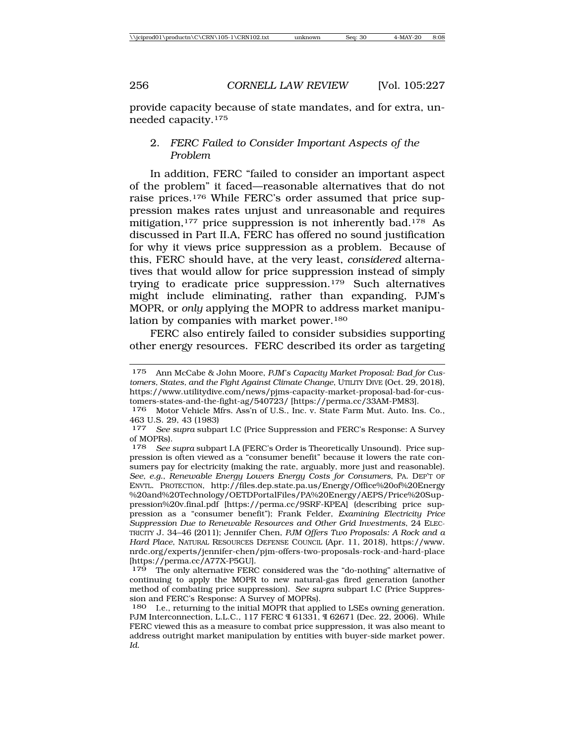provide capacity because of state mandates, and for extra, unneeded capacity.[175]

### 2. *FERC Failed to Consider Important Aspects of the Problem*

In addition, FERC "failed to consider an important aspect of the problem" it faced—reasonable alternatives that do not raise prices.[176] While FERC's order assumed that price suppression makes rates unjust and unreasonable and requires mitigation,[177] price suppression is not inherently bad.[178] As discussed in Part II.A, FERC has offered no sound justification for why it views price suppression as a problem. Because of this, FERC should have, at the very least, *considered* alternatives that would allow for price suppression instead of simply trying to eradicate price suppression.[179] Such alternatives might include eliminating, rather than expanding, PJM's MOPR, or *only* applying the MOPR to address market manipulation by companies with market power.[180]

FERC also entirely failed to consider subsidies supporting other energy resources. FERC described its order as targeting

---

[175] Ann McCabe & John Moore, *PJM's Capacity Market Proposal: Bad for Customers, States, and the Fight Against Climate Change*, UTILITY DIVE (Oct. 29, 2018), https://www.utilitydive.com/news/pjms-capacity-market-proposal-bad-for-customers-states-and-the-fight-ag/540723/ [https://perma.cc/33AM-PM83].

[176] Motor Vehicle Mfrs. Ass'n of U.S., Inc. v. State Farm Mut. Auto. Ins. Co., 463 U.S. 29, 43 (1983)

[177] *See supra* subpart I.C (Price Suppression and FERC's Response: A Survey of MOPRs).

[178] *See supra* subpart I.A (FERC's Order is Theoretically Unsound). Price suppression is often viewed as a "consumer benefit" because it lowers the rate consumers pay for electricity (making the rate, arguably, more just and reasonable). *See, e.g.*, *Renewable Energy Lowers Energy Costs for Consumers*, PA. DEP'T OF ENVTL. PROTECTION, http://files.dep.state.pa.us/Energy/Office%20of%20Energy%20and%20Technology/OETDPortalFiles/PA%20Energy/AEPS/Price%20Suppression%20v.final.pdf [https://perma.cc/9SRF-KPEA] (describing price suppression as a "consumer benefit"); Frank Felder, *Examining Electricity Price Suppression Due to Renewable Resources and Other Grid Investments*, 24 ELECTRICITY J. 34–46 (2011); Jennifer Chen, *PJM Offers Two Proposals: A Rock and a Hard Place*, NATURAL RESOURCES DEFENSE COUNCIL (Apr. 11, 2018), https://www.nrdc.org/experts/jennifer-chen/pjm-offers-two-proposals-rock-and-hard-place [https://perma.cc/A77X-P5GU].

[179] The only alternative FERC considered was the "do-nothing" alternative of continuing to apply the MOPR to new natural-gas fired generation (another method of combating price suppression). *See supra* subpart I.C (Price Suppression and FERC's Response: A Survey of MOPRs).

[180] I.e., returning to the initial MOPR that applied to LSEs owning generation. PJM Interconnection, L.L.C., 117 FERC ¶ 61331, ¶ 62671 (Dec. 22, 2006). While FERC viewed this as a measure to combat price suppression, it was also meant to address outright market manipulation by entities with buyer-side market power. *Id.*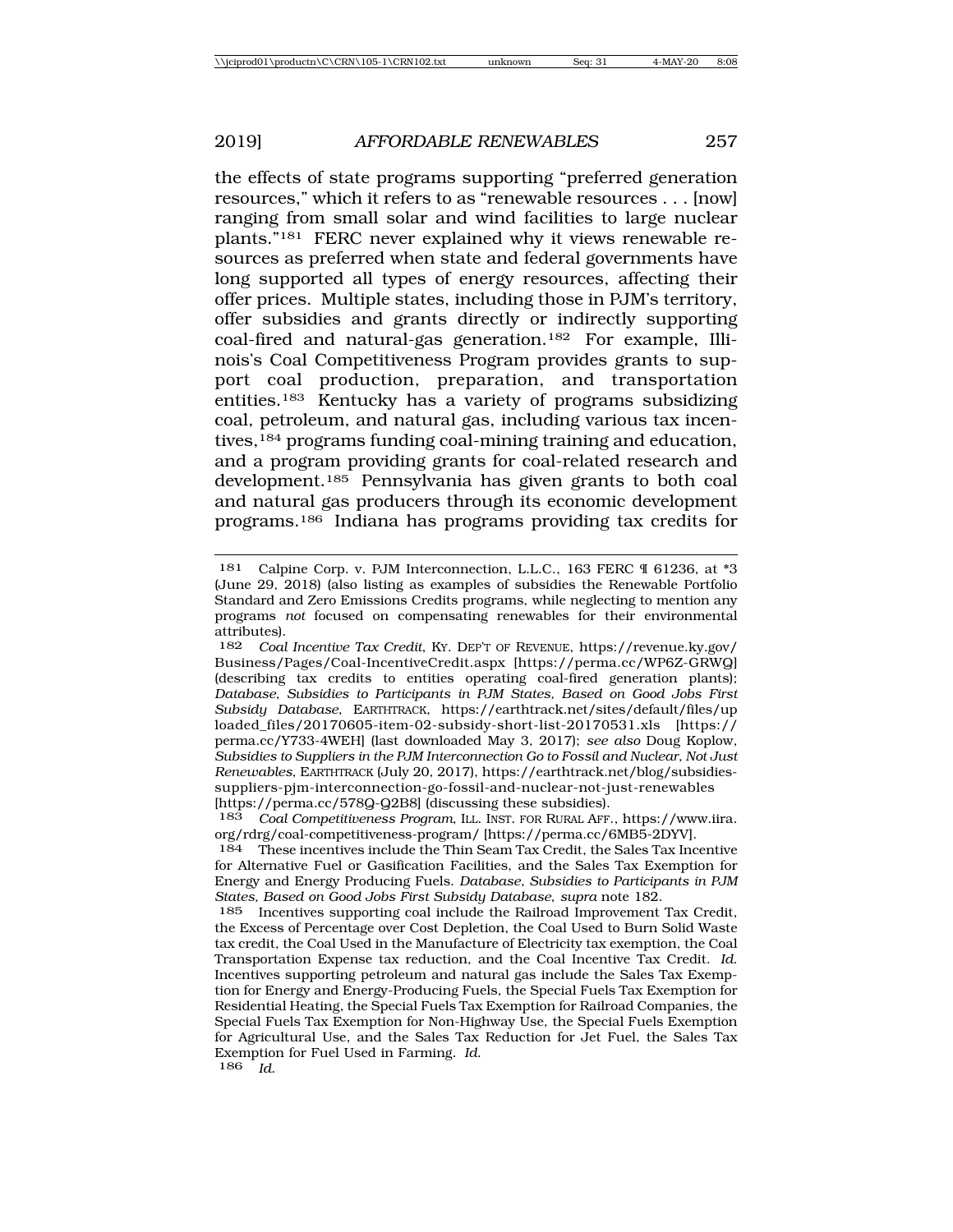the effects of state programs supporting "preferred generation resources," which it refers to as "renewable resources . . . [now] ranging from small solar and wind facilities to large nuclear plants."[181] FERC never explained why it views renewable resources as preferred when state and federal governments have long supported all types of energy resources, affecting their offer prices. Multiple states, including those in PJM's territory, offer subsidies and grants directly or indirectly supporting coal-fired and natural-gas generation.[182] For example, Illinois's Coal Competitiveness Program provides grants to support coal production, preparation, and transportation entities.[183] Kentucky has a variety of programs subsidizing coal, petroleum, and natural gas, including various tax incentives,[184] programs funding coal-mining training and education, and a program providing grants for coal-related research and development.[185] Pennsylvania has given grants to both coal and natural gas producers through its economic development programs.[186] Indiana has programs providing tax credits for

---

181 Calpine Corp. v. PJM Interconnection, L.L.C., 163 FERC ¶ 61236, at *3 (June 29, 2018) (also listing as examples of subsidies the Renewable Portfolio Standard and Zero Emissions Credits programs, while neglecting to mention any programs *not* focused on compensating renewables for their environmental attributes).

182 *Coal Incentive Tax Credit*, KY. DEP'T OF REVENUE, https://revenue.ky.gov/Business/Pages/Coal-IncentiveCredit.aspx [https://perma.cc/WP6Z-GRWQ] (describing tax credits to entities operating coal-fired generation plants); *Database, Subsidies to Participants in PJM States, Based on Good Jobs First Subsidy Database*, EARTHTRACK, https://earthtrack.net/sites/default/files/uploaded_files/20170605-item-02-subsidy-short-list-20170531.xls [https://perma.cc/Y733-4WEH] (last downloaded May 3, 2017); *see also* Doug Koplow, *Subsidies to Suppliers in the PJM Interconnection Go to Fossil and Nuclear, Not Just Renewables*, EARTHTRACK (July 20, 2017), https://earthtrack.net/blog/subsidies-suppliers-pjm-interconnection-go-fossil-and-nuclear-not-just-renewables [https://perma.cc/578Q-Q2B8] (discussing these subsidies).

183 *Coal Competitiveness Program*, ILL. INST. FOR RURAL AFF., https://www.iira.org/rdrg/coal-competitiveness-program/ [https://perma.cc/6MB5-2DYV].

184 These incentives include the Thin Seam Tax Credit, the Sales Tax Incentive for Alternative Fuel or Gasification Facilities, and the Sales Tax Exemption for Energy and Energy Producing Fuels. *Database, Subsidies to Participants in PJM States, Based on Good Jobs First Subsidy Database*, *supra* note 182.

185 Incentives supporting coal include the Railroad Improvement Tax Credit, the Excess of Percentage over Cost Depletion, the Coal Used to Burn Solid Waste tax credit, the Coal Used in the Manufacture of Electricity tax exemption, the Coal Transportation Expense tax reduction, and the Coal Incentive Tax Credit. *Id.* Incentives supporting petroleum and natural gas include the Sales Tax Exemption for Energy and Energy-Producing Fuels, the Special Fuels Tax Exemption for Residential Heating, the Special Fuels Tax Exemption for Railroad Companies, the Special Fuels Tax Exemption for Non-Highway Use, the Special Fuels Exemption for Agricultural Use, and the Sales Tax Reduction for Jet Fuel, the Sales Tax Exemption for Fuel Used in Farming. *Id.*

186 *Id.*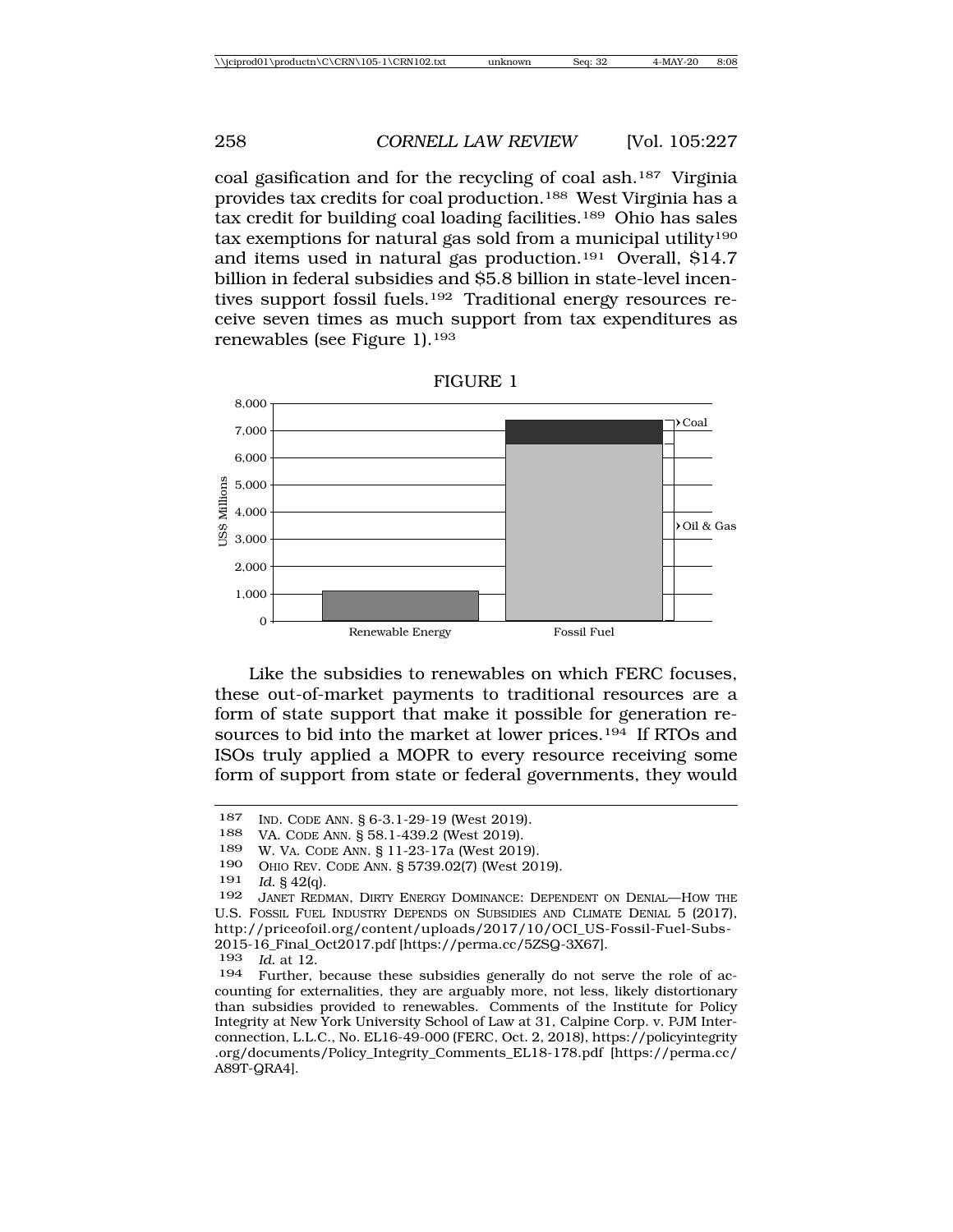coal gasification and for the recycling of coal ash.[187] Virginia provides tax credits for coal production.[188] West Virginia has a tax credit for building coal loading facilities.[189] Ohio has sales tax exemptions for natural gas sold from a municipal utility[190] and items used in natural gas production.[191] Overall, $14.7 billion in federal subsidies and $5.8 billion in state-level incentives support fossil fuels.[192] Traditional energy resources receive seven times as much support from tax expenditures as renewables (see Figure 1).[193]

FIGURE 1

Like the subsidies to renewables on which FERC focuses, these out-of-market payments to traditional resources are a form of state support that make it possible for generation resources to bid into the market at lower prices.[194] If RTOs and ISOs truly applied a MOPR to every resource receiving some form of support from state or federal governments, they would

---

187 IND. CODE ANN. § 6-3.1-29-19 (West 2019).

188 VA. CODE ANN. § 58.1-439.2 (West 2019).

189 W. VA. CODE ANN. § 11-23-17a (West 2019).

190 OHIO REV. CODE ANN. § 5739.02(7) (West 2019).

191 *Id.* § 42(q).

192 JANET REDMAN, DIRTY ENERGY DOMINANCE: DEPENDENT ON DENIAL—HOW THE U.S. FOSSIL FUEL INDUSTRY DEPENDS ON SUBSIDIES AND CLIMATE DENIAL 5 (2017), http://priceofoil.org/content/uploads/2017/10/OCI_US-Fossil-Fuel-Subs-2015-16_Final_Oct2017.pdf [https://perma.cc/5ZSQ-3X67].

193 *Id.* at 12.

194 Further, because these subsidies generally do not serve the role of accounting for externalities, they are arguably more, not less, likely distortionary than subsidies provided to renewables. Comments of the Institute for Policy Integrity at New York University School of Law at 31, Calpine Corp. v. PJM Interconnection, L.L.C., No. EL16-49-000 (FERC, Oct. 2, 2018), https://policyintegrity.org/documents/Policy_Integrity_Comments_EL18-178.pdf [https://perma.cc/A89T-QRA4].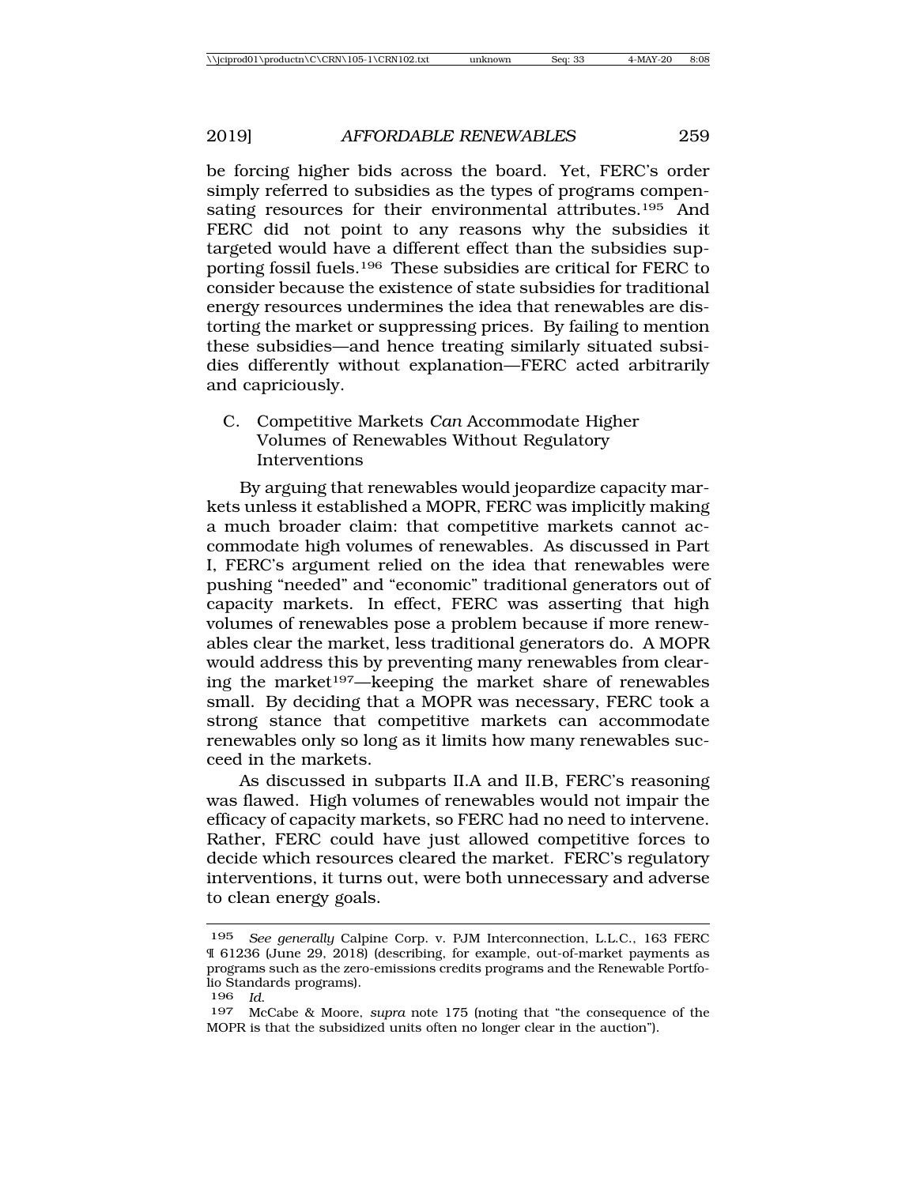be forcing higher bids across the board. Yet, FERC's order simply referred to subsidies as the types of programs compensating resources for their environmental attributes.[195] And FERC did not point to any reasons why the subsidies it targeted would have a different effect than the subsidies supporting fossil fuels.[196] These subsidies are critical for FERC to consider because the existence of state subsidies for traditional energy resources undermines the idea that renewables are distorting the market or suppressing prices. By failing to mention these subsidies—and hence treating similarly situated subsidies differently without explanation—FERC acted arbitrarily and capriciously.

### C. Competitive Markets *Can* Accommodate Higher Volumes of Renewables Without Regulatory Interventions

By arguing that renewables would jeopardize capacity markets unless it established a MOPR, FERC was implicitly making a much broader claim: that competitive markets cannot accommodate high volumes of renewables. As discussed in Part I, FERC's argument relied on the idea that renewables were pushing "needed" and "economic" traditional generators out of capacity markets. In effect, FERC was asserting that high volumes of renewables pose a problem because if more renewables clear the market, less traditional generators do. A MOPR would address this by preventing many renewables from clearing the market[197]—keeping the market share of renewables small. By deciding that a MOPR was necessary, FERC took a strong stance that competitive markets can accommodate renewables only so long as it limits how many renewables succeed in the markets.

As discussed in subparts II.A and II.B, FERC's reasoning was flawed. High volumes of renewables would not impair the efficacy of capacity markets, so FERC had no need to intervene. Rather, FERC could have just allowed competitive forces to decide which resources cleared the market. FERC's regulatory interventions, it turns out, were both unnecessary and adverse to clean energy goals.

---

[195] *See generally* Calpine Corp. v. PJM Interconnection, L.L.C., 163 FERC ¶ 61236 (June 29, 2018) (describing, for example, out-of-market payments as programs such as the zero-emissions credits programs and the Renewable Portfolio Standards programs).

[196] *Id.*

[197] McCabe & Moore, *supra* note 175 (noting that "the consequence of the MOPR is that the subsidized units often no longer clear in the auction").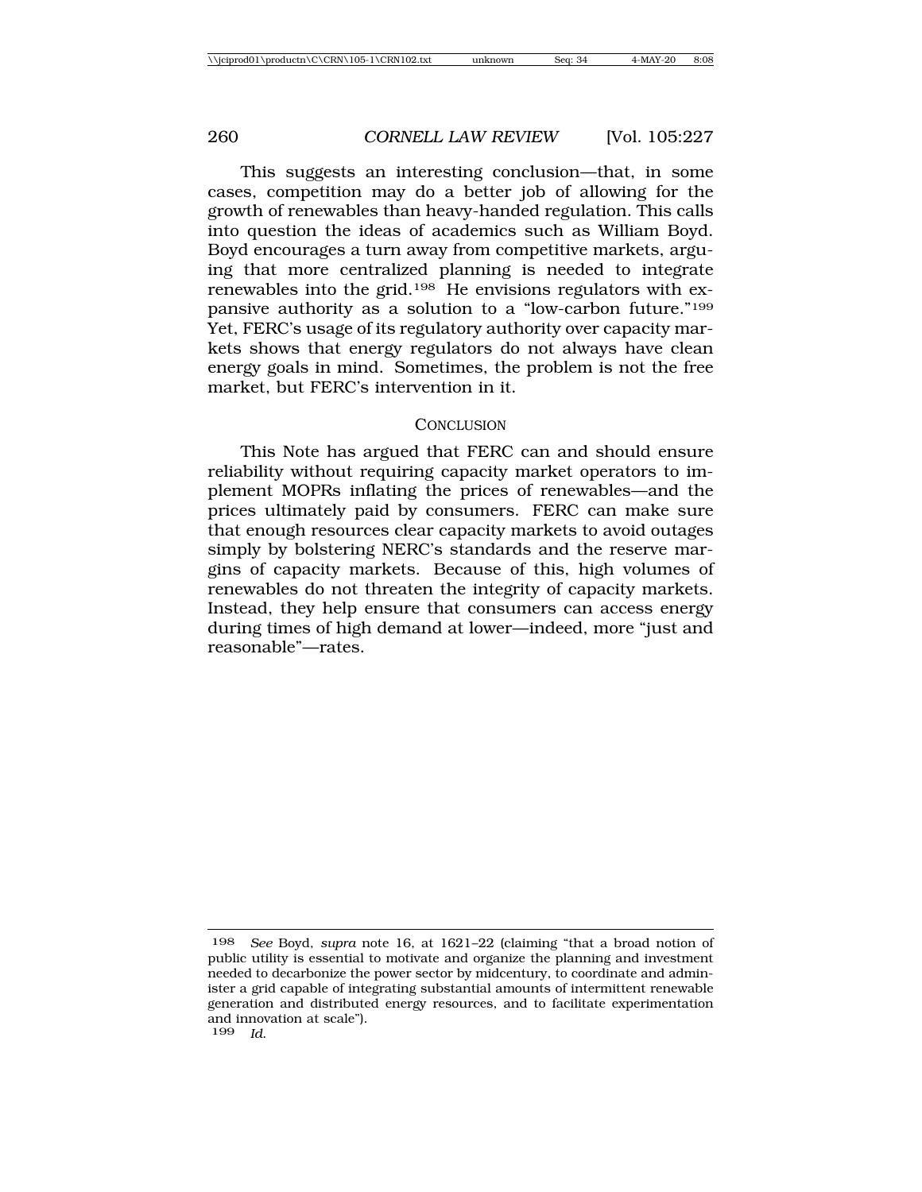This suggests an interesting conclusion—that, in some cases, competition may do a better job of allowing for the growth of renewables than heavy-handed regulation. This calls into question the ideas of academics such as William Boyd. Boyd encourages a turn away from competitive markets, arguing that more centralized planning is needed to integrate renewables into the grid.[198] He envisions regulators with expansive authority as a solution to a "low-carbon future."[199] Yet, FERC's usage of its regulatory authority over capacity markets shows that energy regulators do not always have clean energy goals in mind. Sometimes, the problem is not the free market, but FERC's intervention in it.

## CONCLUSION

This Note has argued that FERC can and should ensure reliability without requiring capacity market operators to implement MOPRs inflating the prices of renewables—and the prices ultimately paid by consumers. FERC can make sure that enough resources clear capacity markets to avoid outages simply by bolstering NERC's standards and the reserve margins of capacity markets. Because of this, high volumes of renewables do not threaten the integrity of capacity markets. Instead, they help ensure that consumers can access energy during times of high demand at lower—indeed, more "just and reasonable"—rates.

---

198 *See* Boyd, *supra* note 16, at 1621–22 (claiming "that a broad notion of public utility is essential to motivate and organize the planning and investment needed to decarbonize the power sector by midcentury, to coordinate and administer a grid capable of integrating substantial amounts of intermittent renewable generation and distributed energy resources, and to facilitate experimentation and innovation at scale").

199 *Id.*